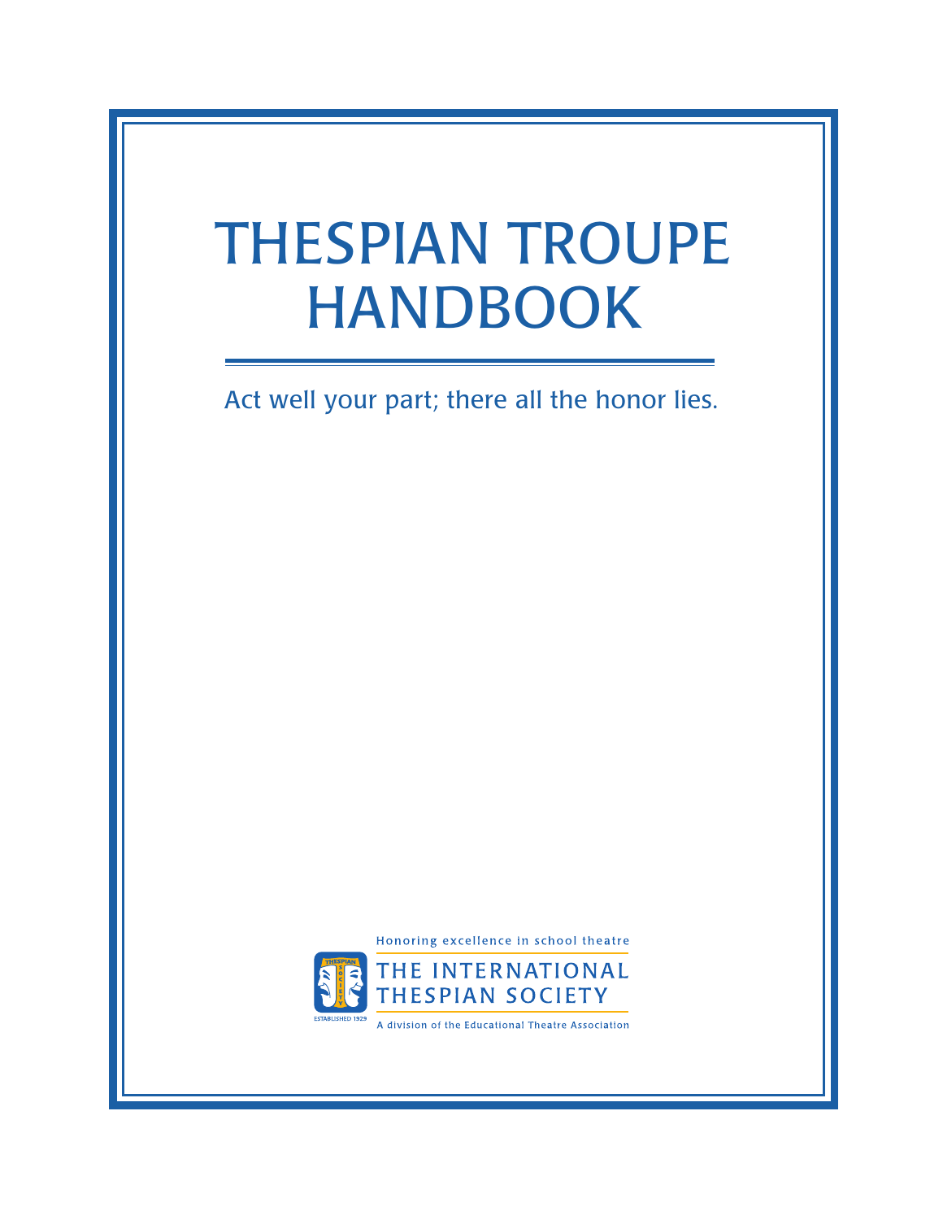# THESPIAN TROUPE HANDBOOK

Act well your part; there all the honor lies.

Honoring excellence in school theatre

THE INTERNATIONAL THESPIAN SOCIETY

A division of the Educational Theatre Association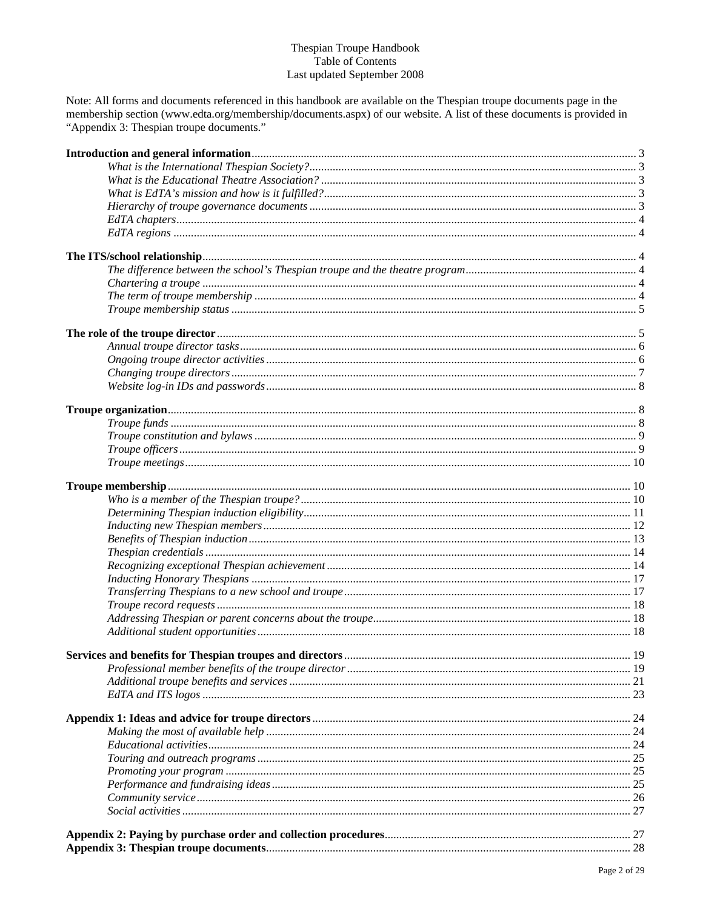# Thespian Troupe Handbook
## Table of Contents
Last updated September 2008

Note: All forms and documents referenced in this handbook are available on the Thespian troupe documents page in the membership section (www.edta.org/membership/documents.aspx) of our website. A list of these documents is provided in "Appendix 3: Thespian troupe documents."

**Introduction and general information** ........ 3
- *What is the International Thespian Society?* ........ 3
- *What is the Educational Theatre Association?* ........ 3
- *What is EdTA's mission and how is it fulfilled?* ........ 3
- *Hierarchy of troupe governance documents* ........ 3
- *EdTA chapters* ........ 4
- *EdTA regions* ........ 4

**The ITS/school relationship** ........ 4
- *The difference between the school's Thespian troupe and the theatre program* ........ 4
- *Chartering a troupe* ........ 4
- *The term of troupe membership* ........ 4
- *Troupe membership status* ........ 5

**The role of the troupe director** ........ 5
- *Annual troupe director tasks* ........ 6
- *Ongoing troupe director activities* ........ 6
- *Changing troupe directors* ........ 7
- *Website log-in IDs and passwords* ........ 8

**Troupe organization** ........ 8
- *Troupe funds* ........ 8
- *Troupe constitution and bylaws* ........ 9
- *Troupe officers* ........ 9
- *Troupe meetings* ........ 10

**Troupe membership** ........ 10
- *Who is a member of the Thespian troupe?* ........ 10
- *Determining Thespian induction eligibility* ........ 11
- *Inducting new Thespian members* ........ 12
- *Benefits of Thespian induction* ........ 13
- *Thespian credentials* ........ 14
- *Recognizing exceptional Thespian achievement* ........ 14
- *Inducting Honorary Thespians* ........ 17
- *Transferring Thespians to a new school and troupe* ........ 17
- *Troupe record requests* ........ 18
- *Addressing Thespian or parent concerns about the troupe* ........ 18
- *Additional student opportunities* ........ 18

**Services and benefits for Thespian troupes and directors** ........ 19
- *Professional member benefits of the troupe director* ........ 19
- *Additional troupe benefits and services* ........ 21
- *EdTA and ITS logos* ........ 23

**Appendix 1: Ideas and advice for troupe directors** ........ 24
- *Making the most of available help* ........ 24
- *Educational activities* ........ 24
- *Touring and outreach programs* ........ 25
- *Promoting your program* ........ 25
- *Performance and fundraising ideas* ........ 25
- *Community service* ........ 26
- *Social activities* ........ 27

**Appendix 2: Paying by purchase order and collection procedures** ........ 27

**Appendix 3: Thespian troupe documents** ........ 28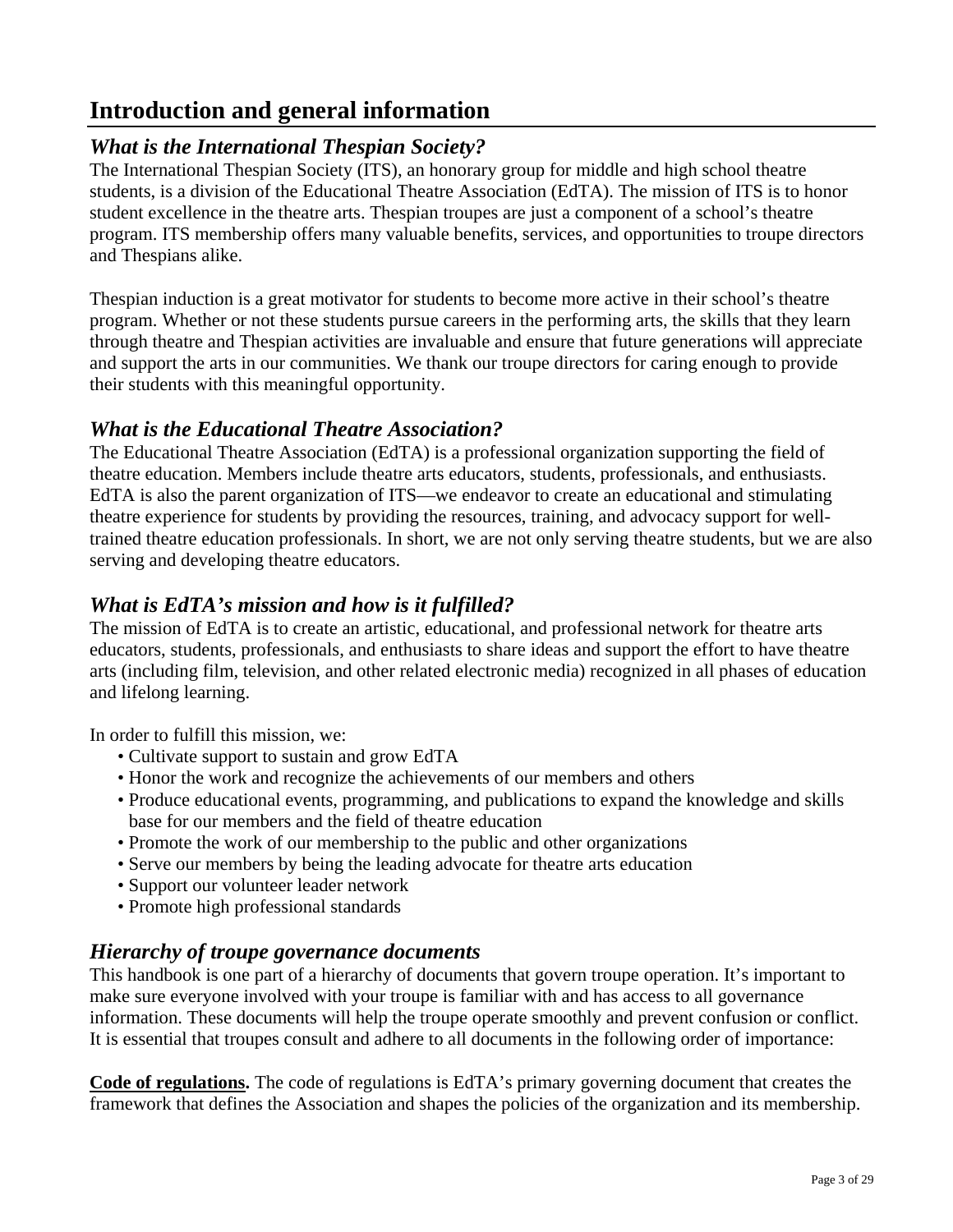# Introduction and general information

## *What is the International Thespian Society?*

The International Thespian Society (ITS), an honorary group for middle and high school theatre students, is a division of the Educational Theatre Association (EdTA). The mission of ITS is to honor student excellence in the theatre arts. Thespian troupes are just a component of a school's theatre program. ITS membership offers many valuable benefits, services, and opportunities to troupe directors and Thespians alike.

Thespian induction is a great motivator for students to become more active in their school's theatre program. Whether or not these students pursue careers in the performing arts, the skills that they learn through theatre and Thespian activities are invaluable and ensure that future generations will appreciate and support the arts in our communities. We thank our troupe directors for caring enough to provide their students with this meaningful opportunity.

## *What is the Educational Theatre Association?*

The Educational Theatre Association (EdTA) is a professional organization supporting the field of theatre education. Members include theatre arts educators, students, professionals, and enthusiasts. EdTA is also the parent organization of ITS—we endeavor to create an educational and stimulating theatre experience for students by providing the resources, training, and advocacy support for well-trained theatre education professionals. In short, we are not only serving theatre students, but we are also serving and developing theatre educators.

## *What is EdTA's mission and how is it fulfilled?*

The mission of EdTA is to create an artistic, educational, and professional network for theatre arts educators, students, professionals, and enthusiasts to share ideas and support the effort to have theatre arts (including film, television, and other related electronic media) recognized in all phases of education and lifelong learning.

In order to fulfill this mission, we:

- Cultivate support to sustain and grow EdTA
- Honor the work and recognize the achievements of our members and others
- Produce educational events, programming, and publications to expand the knowledge and skills base for our members and the field of theatre education
- Promote the work of our membership to the public and other organizations
- Serve our members by being the leading advocate for theatre arts education
- Support our volunteer leader network
- Promote high professional standards

## *Hierarchy of troupe governance documents*

This handbook is one part of a hierarchy of documents that govern troupe operation. It's important to make sure everyone involved with your troupe is familiar with and has access to all governance information. These documents will help the troupe operate smoothly and prevent confusion or conflict. It is essential that troupes consult and adhere to all documents in the following order of importance:

**Code of regulations.** The code of regulations is EdTA's primary governing document that creates the framework that defines the Association and shapes the policies of the organization and its membership.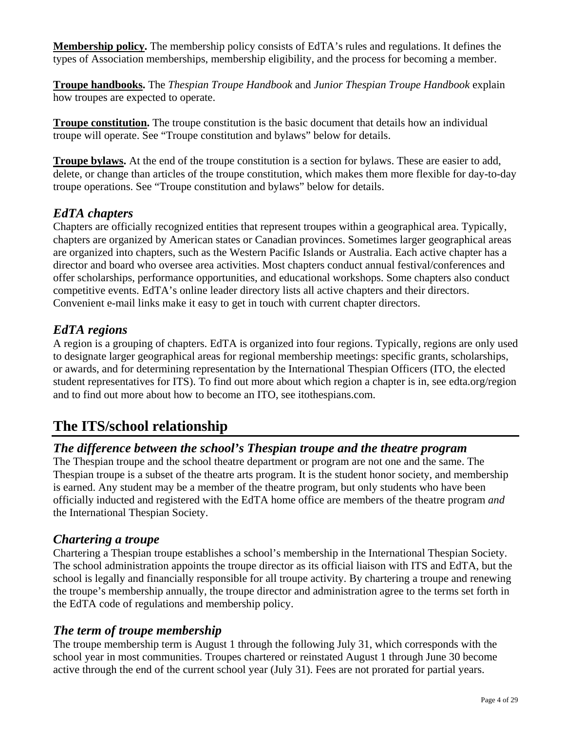**Membership policy.** The membership policy consists of EdTA's rules and regulations. It defines the types of Association memberships, membership eligibility, and the process for becoming a member.

**Troupe handbooks.** The *Thespian Troupe Handbook* and *Junior Thespian Troupe Handbook* explain how troupes are expected to operate.

**Troupe constitution.** The troupe constitution is the basic document that details how an individual troupe will operate. See "Troupe constitution and bylaws" below for details.

**Troupe bylaws.** At the end of the troupe constitution is a section for bylaws. These are easier to add, delete, or change than articles of the troupe constitution, which makes them more flexible for day-to-day troupe operations. See "Troupe constitution and bylaws" below for details.

### *EdTA chapters*

Chapters are officially recognized entities that represent troupes within a geographical area. Typically, chapters are organized by American states or Canadian provinces. Sometimes larger geographical areas are organized into chapters, such as the Western Pacific Islands or Australia. Each active chapter has a director and board who oversee area activities. Most chapters conduct annual festival/conferences and offer scholarships, performance opportunities, and educational workshops. Some chapters also conduct competitive events. EdTA's online leader directory lists all active chapters and their directors. Convenient e-mail links make it easy to get in touch with current chapter directors.

### *EdTA regions*

A region is a grouping of chapters. EdTA is organized into four regions. Typically, regions are only used to designate larger geographical areas for regional membership meetings: specific grants, scholarships, or awards, and for determining representation by the International Thespian Officers (ITO, the elected student representatives for ITS). To find out more about which region a chapter is in, see edta.org/region and to find out more about how to become an ITO, see itothespians.com.

## The ITS/school relationship

### *The difference between the school's Thespian troupe and the theatre program*

The Thespian troupe and the school theatre department or program are not one and the same. The Thespian troupe is a subset of the theatre arts program. It is the student honor society, and membership is earned. Any student may be a member of the theatre program, but only students who have been officially inducted and registered with the EdTA home office are members of the theatre program *and* the International Thespian Society.

### *Chartering a troupe*

Chartering a Thespian troupe establishes a school's membership in the International Thespian Society. The school administration appoints the troupe director as its official liaison with ITS and EdTA, but the school is legally and financially responsible for all troupe activity. By chartering a troupe and renewing the troupe's membership annually, the troupe director and administration agree to the terms set forth in the EdTA code of regulations and membership policy.

### *The term of troupe membership*

The troupe membership term is August 1 through the following July 31, which corresponds with the school year in most communities. Troupes chartered or reinstated August 1 through June 30 become active through the end of the current school year (July 31). Fees are not prorated for partial years.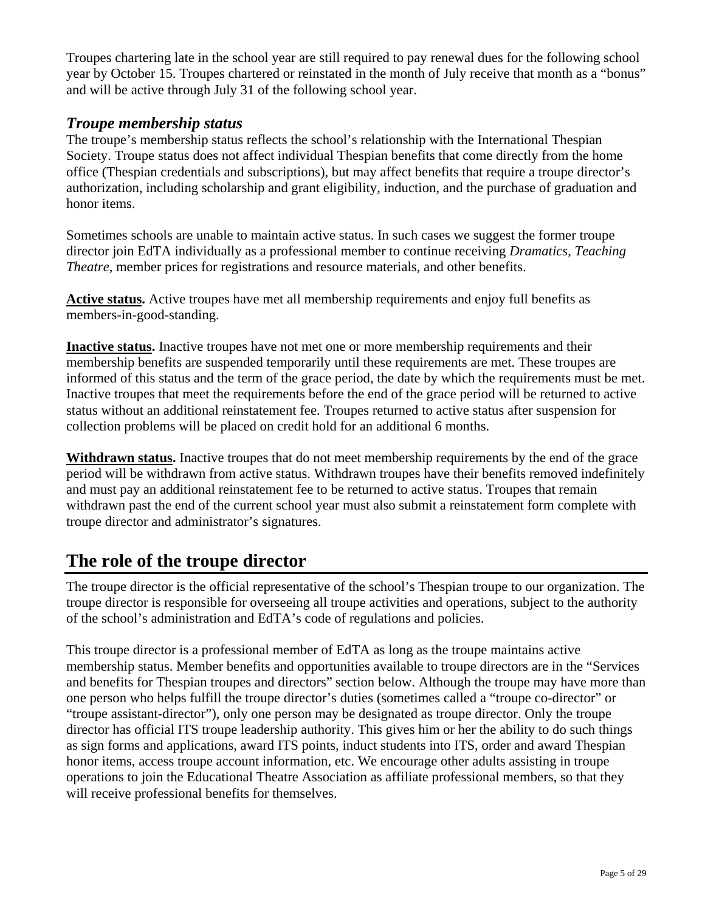Troupes chartering late in the school year are still required to pay renewal dues for the following school year by October 15. Troupes chartered or reinstated in the month of July receive that month as a "bonus" and will be active through July 31 of the following school year.

### *Troupe membership status*

The troupe's membership status reflects the school's relationship with the International Thespian Society. Troupe status does not affect individual Thespian benefits that come directly from the home office (Thespian credentials and subscriptions), but may affect benefits that require a troupe director's authorization, including scholarship and grant eligibility, induction, and the purchase of graduation and honor items.

Sometimes schools are unable to maintain active status. In such cases we suggest the former troupe director join EdTA individually as a professional member to continue receiving *Dramatics*, *Teaching Theatre*, member prices for registrations and resource materials, and other benefits.

**Active status.** Active troupes have met all membership requirements and enjoy full benefits as members-in-good-standing.

**Inactive status.** Inactive troupes have not met one or more membership requirements and their membership benefits are suspended temporarily until these requirements are met. These troupes are informed of this status and the term of the grace period, the date by which the requirements must be met. Inactive troupes that meet the requirements before the end of the grace period will be returned to active status without an additional reinstatement fee. Troupes returned to active status after suspension for collection problems will be placed on credit hold for an additional 6 months.

**Withdrawn status.** Inactive troupes that do not meet membership requirements by the end of the grace period will be withdrawn from active status. Withdrawn troupes have their benefits removed indefinitely and must pay an additional reinstatement fee to be returned to active status. Troupes that remain withdrawn past the end of the current school year must also submit a reinstatement form complete with troupe director and administrator's signatures.

## The role of the troupe director

The troupe director is the official representative of the school's Thespian troupe to our organization. The troupe director is responsible for overseeing all troupe activities and operations, subject to the authority of the school's administration and EdTA's code of regulations and policies.

This troupe director is a professional member of EdTA as long as the troupe maintains active membership status. Member benefits and opportunities available to troupe directors are in the "Services and benefits for Thespian troupes and directors" section below. Although the troupe may have more than one person who helps fulfill the troupe director's duties (sometimes called a "troupe co-director" or "troupe assistant-director"), only one person may be designated as troupe director. Only the troupe director has official ITS troupe leadership authority. This gives him or her the ability to do such things as sign forms and applications, award ITS points, induct students into ITS, order and award Thespian honor items, access troupe account information, etc. We encourage other adults assisting in troupe operations to join the Educational Theatre Association as affiliate professional members, so that they will receive professional benefits for themselves.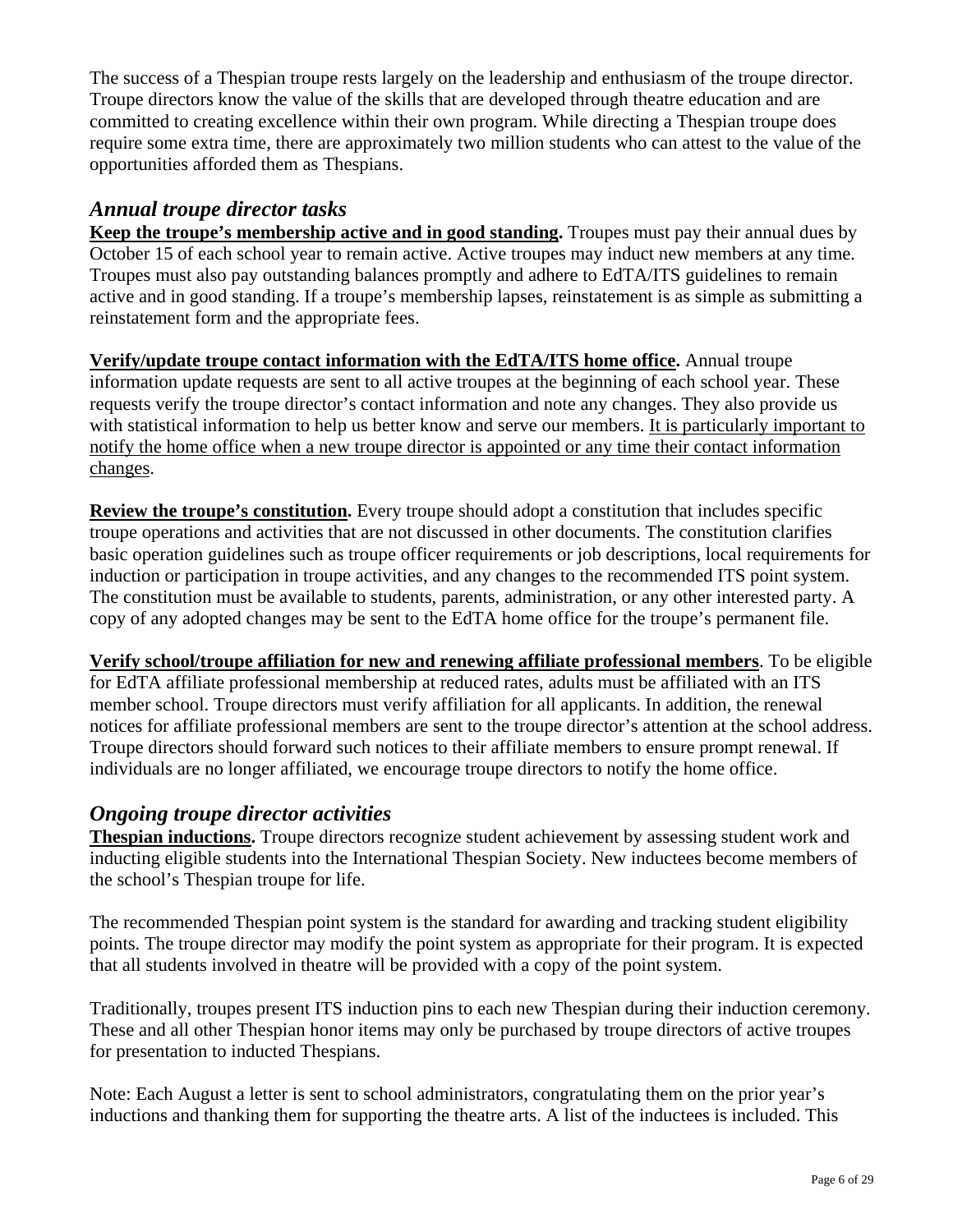The success of a Thespian troupe rests largely on the leadership and enthusiasm of the troupe director. Troupe directors know the value of the skills that are developed through theatre education and are committed to creating excellence within their own program. While directing a Thespian troupe does require some extra time, there are approximately two million students who can attest to the value of the opportunities afforded them as Thespians.

## *Annual troupe director tasks*

**Keep the troupe's membership active and in good standing.** Troupes must pay their annual dues by October 15 of each school year to remain active. Active troupes may induct new members at any time. Troupes must also pay outstanding balances promptly and adhere to EdTA/ITS guidelines to remain active and in good standing. If a troupe's membership lapses, reinstatement is as simple as submitting a reinstatement form and the appropriate fees.

**Verify/update troupe contact information with the EdTA/ITS home office.** Annual troupe information update requests are sent to all active troupes at the beginning of each school year. These requests verify the troupe director's contact information and note any changes. They also provide us with statistical information to help us better know and serve our members. It is particularly important to notify the home office when a new troupe director is appointed or any time their contact information changes.

**Review the troupe's constitution.** Every troupe should adopt a constitution that includes specific troupe operations and activities that are not discussed in other documents. The constitution clarifies basic operation guidelines such as troupe officer requirements or job descriptions, local requirements for induction or participation in troupe activities, and any changes to the recommended ITS point system. The constitution must be available to students, parents, administration, or any other interested party. A copy of any adopted changes may be sent to the EdTA home office for the troupe's permanent file.

**Verify school/troupe affiliation for new and renewing affiliate professional members**. To be eligible for EdTA affiliate professional membership at reduced rates, adults must be affiliated with an ITS member school. Troupe directors must verify affiliation for all applicants. In addition, the renewal notices for affiliate professional members are sent to the troupe director's attention at the school address. Troupe directors should forward such notices to their affiliate members to ensure prompt renewal. If individuals are no longer affiliated, we encourage troupe directors to notify the home office.

## *Ongoing troupe director activities*

**Thespian inductions.** Troupe directors recognize student achievement by assessing student work and inducting eligible students into the International Thespian Society. New inductees become members of the school's Thespian troupe for life.

The recommended Thespian point system is the standard for awarding and tracking student eligibility points. The troupe director may modify the point system as appropriate for their program. It is expected that all students involved in theatre will be provided with a copy of the point system.

Traditionally, troupes present ITS induction pins to each new Thespian during their induction ceremony. These and all other Thespian honor items may only be purchased by troupe directors of active troupes for presentation to inducted Thespians.

Note: Each August a letter is sent to school administrators, congratulating them on the prior year's inductions and thanking them for supporting the theatre arts. A list of the inductees is included. This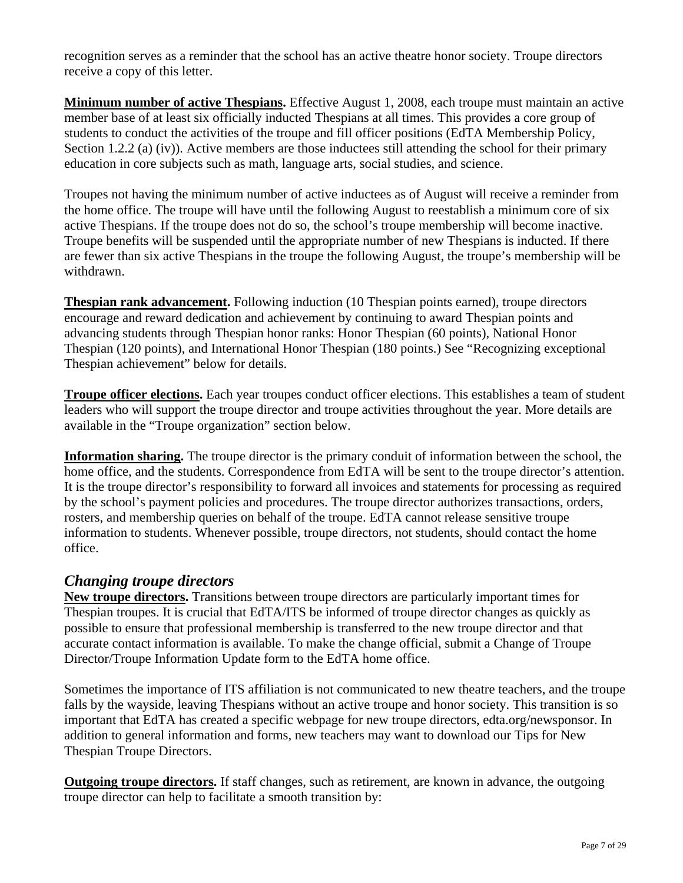recognition serves as a reminder that the school has an active theatre honor society. Troupe directors receive a copy of this letter.

**Minimum number of active Thespians.** Effective August 1, 2008, each troupe must maintain an active member base of at least six officially inducted Thespians at all times. This provides a core group of students to conduct the activities of the troupe and fill officer positions (EdTA Membership Policy, Section 1.2.2 (a) (iv)). Active members are those inductees still attending the school for their primary education in core subjects such as math, language arts, social studies, and science.

Troupes not having the minimum number of active inductees as of August will receive a reminder from the home office. The troupe will have until the following August to reestablish a minimum core of six active Thespians. If the troupe does not do so, the school's troupe membership will become inactive. Troupe benefits will be suspended until the appropriate number of new Thespians is inducted. If there are fewer than six active Thespians in the troupe the following August, the troupe's membership will be withdrawn.

**Thespian rank advancement.** Following induction (10 Thespian points earned), troupe directors encourage and reward dedication and achievement by continuing to award Thespian points and advancing students through Thespian honor ranks: Honor Thespian (60 points), National Honor Thespian (120 points), and International Honor Thespian (180 points.) See "Recognizing exceptional Thespian achievement" below for details.

**Troupe officer elections.** Each year troupes conduct officer elections. This establishes a team of student leaders who will support the troupe director and troupe activities throughout the year. More details are available in the "Troupe organization" section below.

**Information sharing.** The troupe director is the primary conduit of information between the school, the home office, and the students. Correspondence from EdTA will be sent to the troupe director's attention. It is the troupe director's responsibility to forward all invoices and statements for processing as required by the school's payment policies and procedures. The troupe director authorizes transactions, orders, rosters, and membership queries on behalf of the troupe. EdTA cannot release sensitive troupe information to students. Whenever possible, troupe directors, not students, should contact the home office.

### *Changing troupe directors*

**New troupe directors.** Transitions between troupe directors are particularly important times for Thespian troupes. It is crucial that EdTA/ITS be informed of troupe director changes as quickly as possible to ensure that professional membership is transferred to the new troupe director and that accurate contact information is available. To make the change official, submit a Change of Troupe Director/Troupe Information Update form to the EdTA home office.

Sometimes the importance of ITS affiliation is not communicated to new theatre teachers, and the troupe falls by the wayside, leaving Thespians without an active troupe and honor society. This transition is so important that EdTA has created a specific webpage for new troupe directors, edta.org/newsponsor. In addition to general information and forms, new teachers may want to download our Tips for New Thespian Troupe Directors.

**Outgoing troupe directors.** If staff changes, such as retirement, are known in advance, the outgoing troupe director can help to facilitate a smooth transition by: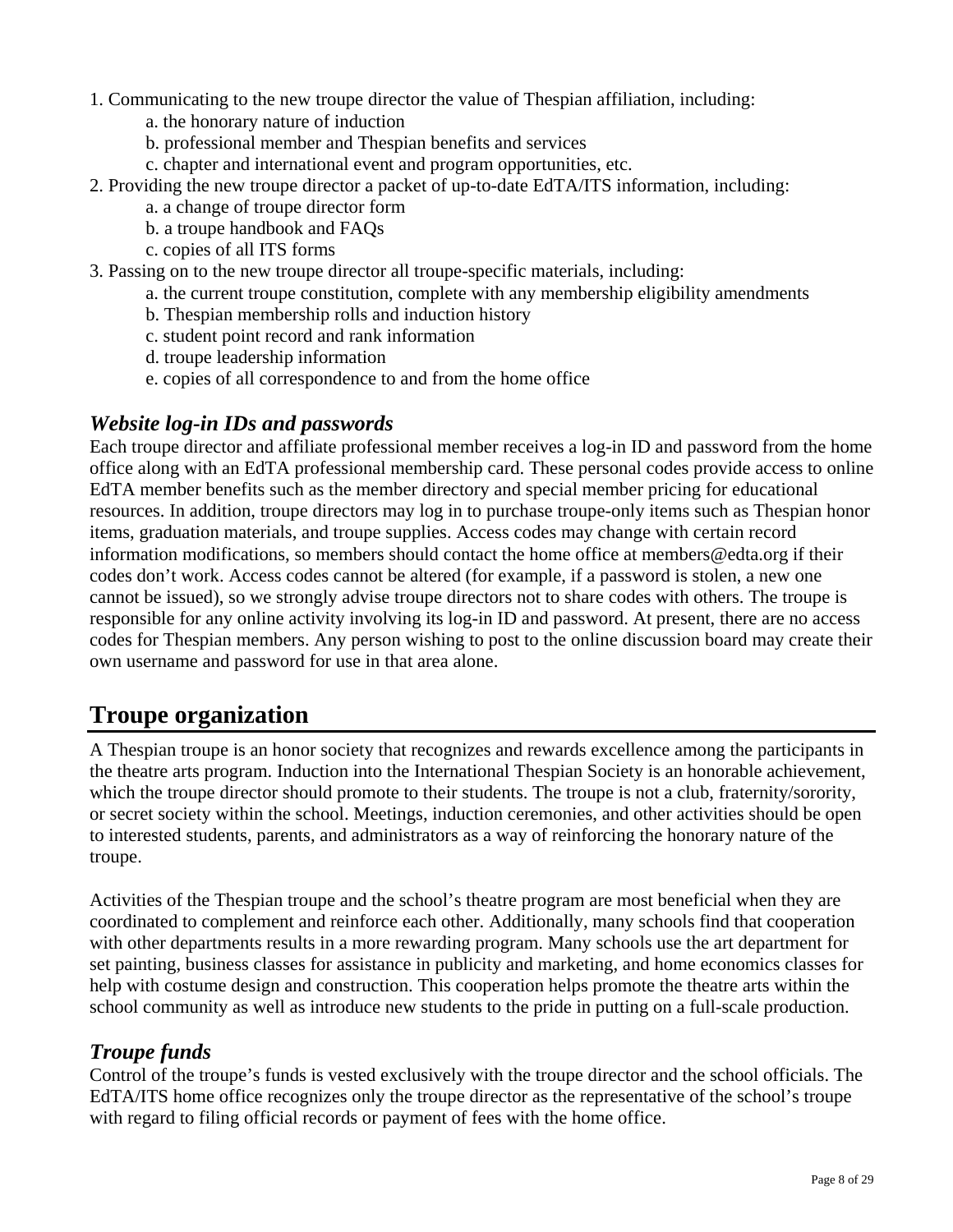1. Communicating to the new troupe director the value of Thespian affiliation, including:
    a. the honorary nature of induction
    b. professional member and Thespian benefits and services
    c. chapter and international event and program opportunities, etc.
2. Providing the new troupe director a packet of up-to-date EdTA/ITS information, including:
    a. a change of troupe director form
    b. a troupe handbook and FAQs
    c. copies of all ITS forms
3. Passing on to the new troupe director all troupe-specific materials, including:
    a. the current troupe constitution, complete with any membership eligibility amendments
    b. Thespian membership rolls and induction history
    c. student point record and rank information
    d. troupe leadership information
    e. copies of all correspondence to and from the home office

### *Website log-in IDs and passwords*

Each troupe director and affiliate professional member receives a log-in ID and password from the home office along with an EdTA professional membership card. These personal codes provide access to online EdTA member benefits such as the member directory and special member pricing for educational resources. In addition, troupe directors may log in to purchase troupe-only items such as Thespian honor items, graduation materials, and troupe supplies. Access codes may change with certain record information modifications, so members should contact the home office at members@edta.org if their codes don't work. Access codes cannot be altered (for example, if a password is stolen, a new one cannot be issued), so we strongly advise troupe directors not to share codes with others. The troupe is responsible for any online activity involving its log-in ID and password. At present, there are no access codes for Thespian members. Any person wishing to post to the online discussion board may create their own username and password for use in that area alone.

## Troupe organization

A Thespian troupe is an honor society that recognizes and rewards excellence among the participants in the theatre arts program. Induction into the International Thespian Society is an honorable achievement, which the troupe director should promote to their students. The troupe is not a club, fraternity/sorority, or secret society within the school. Meetings, induction ceremonies, and other activities should be open to interested students, parents, and administrators as a way of reinforcing the honorary nature of the troupe.

Activities of the Thespian troupe and the school's theatre program are most beneficial when they are coordinated to complement and reinforce each other. Additionally, many schools find that cooperation with other departments results in a more rewarding program. Many schools use the art department for set painting, business classes for assistance in publicity and marketing, and home economics classes for help with costume design and construction. This cooperation helps promote the theatre arts within the school community as well as introduce new students to the pride in putting on a full-scale production.

### *Troupe funds*

Control of the troupe's funds is vested exclusively with the troupe director and the school officials. The EdTA/ITS home office recognizes only the troupe director as the representative of the school's troupe with regard to filing official records or payment of fees with the home office.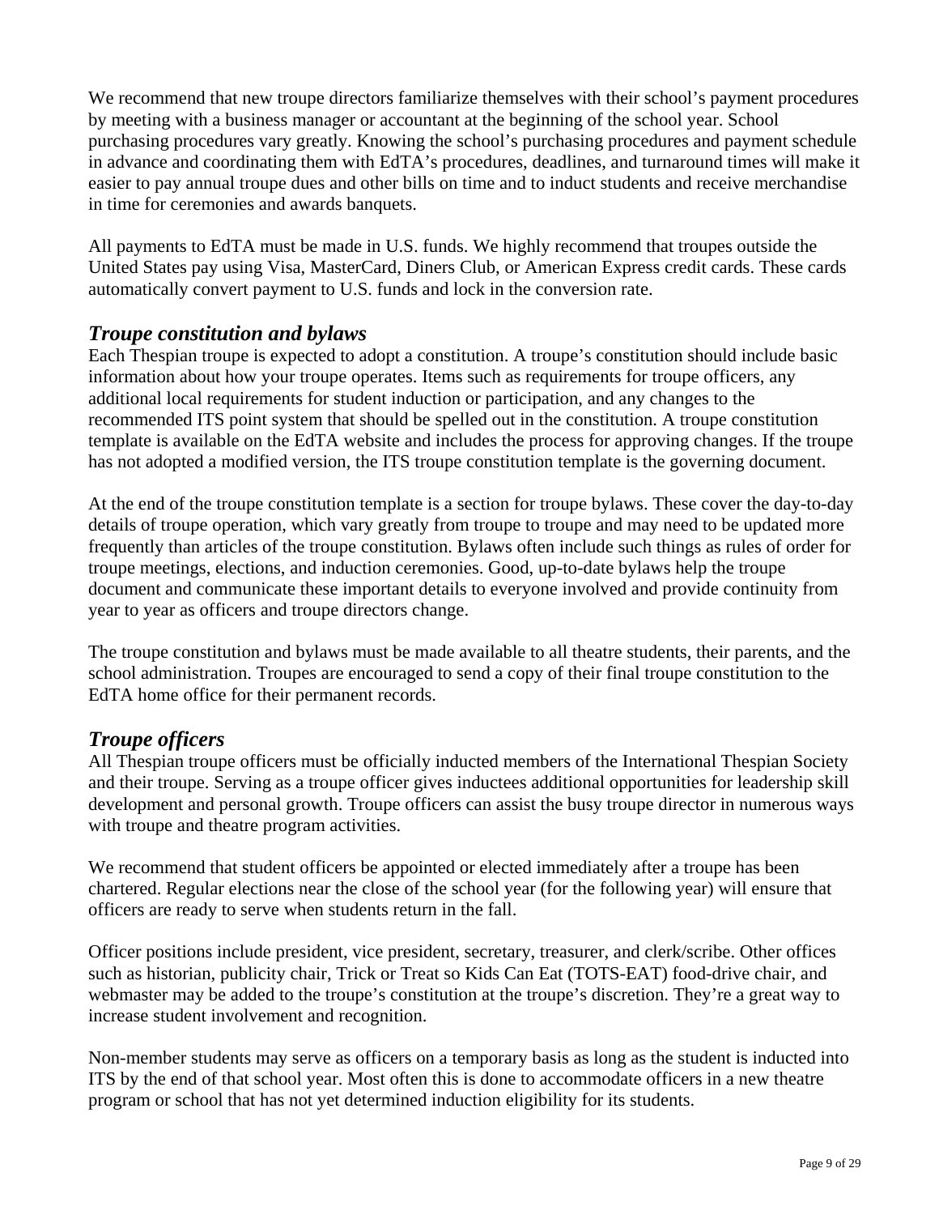We recommend that new troupe directors familiarize themselves with their school's payment procedures by meeting with a business manager or accountant at the beginning of the school year. School purchasing procedures vary greatly. Knowing the school's purchasing procedures and payment schedule in advance and coordinating them with EdTA's procedures, deadlines, and turnaround times will make it easier to pay annual troupe dues and other bills on time and to induct students and receive merchandise in time for ceremonies and awards banquets.

All payments to EdTA must be made in U.S. funds. We highly recommend that troupes outside the United States pay using Visa, MasterCard, Diners Club, or American Express credit cards. These cards automatically convert payment to U.S. funds and lock in the conversion rate.

## *Troupe constitution and bylaws*

Each Thespian troupe is expected to adopt a constitution. A troupe's constitution should include basic information about how your troupe operates. Items such as requirements for troupe officers, any additional local requirements for student induction or participation, and any changes to the recommended ITS point system that should be spelled out in the constitution. A troupe constitution template is available on the EdTA website and includes the process for approving changes. If the troupe has not adopted a modified version, the ITS troupe constitution template is the governing document.

At the end of the troupe constitution template is a section for troupe bylaws. These cover the day-to-day details of troupe operation, which vary greatly from troupe to troupe and may need to be updated more frequently than articles of the troupe constitution. Bylaws often include such things as rules of order for troupe meetings, elections, and induction ceremonies. Good, up-to-date bylaws help the troupe document and communicate these important details to everyone involved and provide continuity from year to year as officers and troupe directors change.

The troupe constitution and bylaws must be made available to all theatre students, their parents, and the school administration. Troupes are encouraged to send a copy of their final troupe constitution to the EdTA home office for their permanent records.

## *Troupe officers*

All Thespian troupe officers must be officially inducted members of the International Thespian Society and their troupe. Serving as a troupe officer gives inductees additional opportunities for leadership skill development and personal growth. Troupe officers can assist the busy troupe director in numerous ways with troupe and theatre program activities.

We recommend that student officers be appointed or elected immediately after a troupe has been chartered. Regular elections near the close of the school year (for the following year) will ensure that officers are ready to serve when students return in the fall.

Officer positions include president, vice president, secretary, treasurer, and clerk/scribe. Other offices such as historian, publicity chair, Trick or Treat so Kids Can Eat (TOTS-EAT) food-drive chair, and webmaster may be added to the troupe's constitution at the troupe's discretion. They're a great way to increase student involvement and recognition.

Non-member students may serve as officers on a temporary basis as long as the student is inducted into ITS by the end of that school year. Most often this is done to accommodate officers in a new theatre program or school that has not yet determined induction eligibility for its students.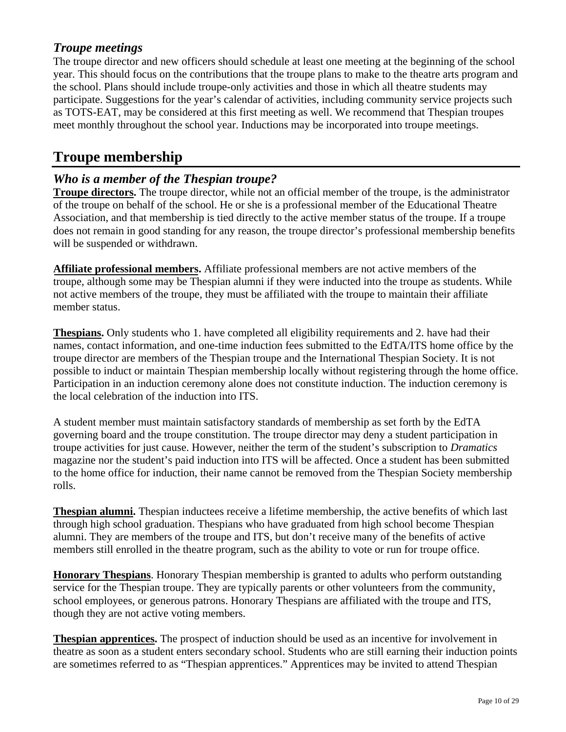### *Troupe meetings*

The troupe director and new officers should schedule at least one meeting at the beginning of the school year. This should focus on the contributions that the troupe plans to make to the theatre arts program and the school. Plans should include troupe-only activities and those in which all theatre students may participate. Suggestions for the year's calendar of activities, including community service projects such as TOTS-EAT, may be considered at this first meeting as well. We recommend that Thespian troupes meet monthly throughout the school year. Inductions may be incorporated into troupe meetings.

## Troupe membership

### *Who is a member of the Thespian troupe?*

**Troupe directors.** The troupe director, while not an official member of the troupe, is the administrator of the troupe on behalf of the school. He or she is a professional member of the Educational Theatre Association, and that membership is tied directly to the active member status of the troupe. If a troupe does not remain in good standing for any reason, the troupe director's professional membership benefits will be suspended or withdrawn.

**Affiliate professional members.** Affiliate professional members are not active members of the troupe, although some may be Thespian alumni if they were inducted into the troupe as students. While not active members of the troupe, they must be affiliated with the troupe to maintain their affiliate member status.

**Thespians.** Only students who 1. have completed all eligibility requirements and 2. have had their names, contact information, and one-time induction fees submitted to the EdTA/ITS home office by the troupe director are members of the Thespian troupe and the International Thespian Society. It is not possible to induct or maintain Thespian membership locally without registering through the home office. Participation in an induction ceremony alone does not constitute induction. The induction ceremony is the local celebration of the induction into ITS.

A student member must maintain satisfactory standards of membership as set forth by the EdTA governing board and the troupe constitution. The troupe director may deny a student participation in troupe activities for just cause. However, neither the term of the student's subscription to *Dramatics* magazine nor the student's paid induction into ITS will be affected. Once a student has been submitted to the home office for induction, their name cannot be removed from the Thespian Society membership rolls.

**Thespian alumni.** Thespian inductees receive a lifetime membership, the active benefits of which last through high school graduation. Thespians who have graduated from high school become Thespian alumni. They are members of the troupe and ITS, but don't receive many of the benefits of active members still enrolled in the theatre program, such as the ability to vote or run for troupe office.

**Honorary Thespians**. Honorary Thespian membership is granted to adults who perform outstanding service for the Thespian troupe. They are typically parents or other volunteers from the community, school employees, or generous patrons. Honorary Thespians are affiliated with the troupe and ITS, though they are not active voting members.

**Thespian apprentices.** The prospect of induction should be used as an incentive for involvement in theatre as soon as a student enters secondary school. Students who are still earning their induction points are sometimes referred to as "Thespian apprentices." Apprentices may be invited to attend Thespian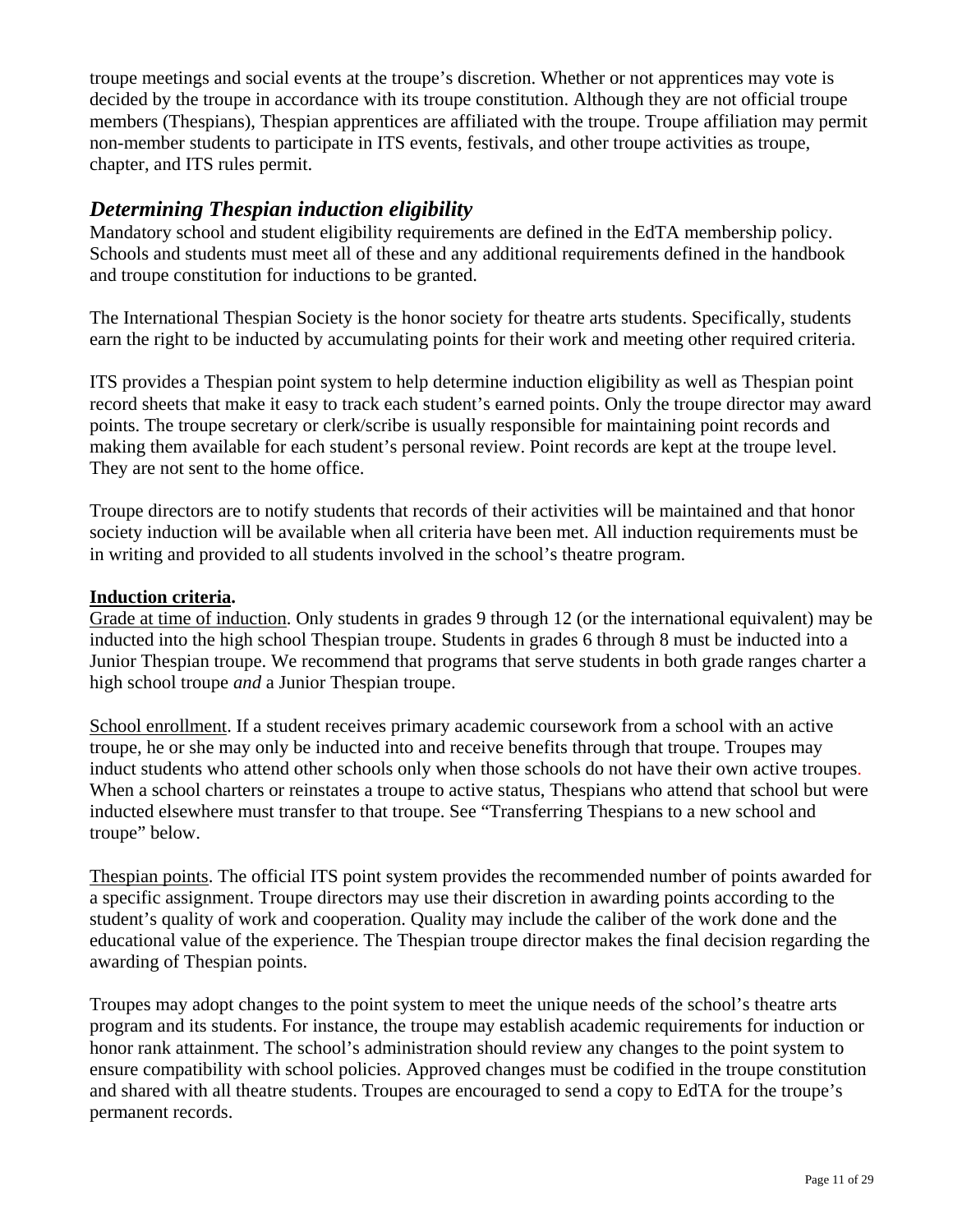troupe meetings and social events at the troupe's discretion. Whether or not apprentices may vote is decided by the troupe in accordance with its troupe constitution. Although they are not official troupe members (Thespians), Thespian apprentices are affiliated with the troupe. Troupe affiliation may permit non-member students to participate in ITS events, festivals, and other troupe activities as troupe, chapter, and ITS rules permit.

## *Determining Thespian induction eligibility*

Mandatory school and student eligibility requirements are defined in the EdTA membership policy. Schools and students must meet all of these and any additional requirements defined in the handbook and troupe constitution for inductions to be granted.

The International Thespian Society is the honor society for theatre arts students. Specifically, students earn the right to be inducted by accumulating points for their work and meeting other required criteria.

ITS provides a Thespian point system to help determine induction eligibility as well as Thespian point record sheets that make it easy to track each student's earned points. Only the troupe director may award points. The troupe secretary or clerk/scribe is usually responsible for maintaining point records and making them available for each student's personal review. Point records are kept at the troupe level. They are not sent to the home office.

Troupe directors are to notify students that records of their activities will be maintained and that honor society induction will be available when all criteria have been met. All induction requirements must be in writing and provided to all students involved in the school's theatre program.

**Induction criteria.**

Grade at time of induction. Only students in grades 9 through 12 (or the international equivalent) may be inducted into the high school Thespian troupe. Students in grades 6 through 8 must be inducted into a Junior Thespian troupe. We recommend that programs that serve students in both grade ranges charter a high school troupe *and* a Junior Thespian troupe.

School enrollment. If a student receives primary academic coursework from a school with an active troupe, he or she may only be inducted into and receive benefits through that troupe. Troupes may induct students who attend other schools only when those schools do not have their own active troupes. When a school charters or reinstates a troupe to active status, Thespians who attend that school but were inducted elsewhere must transfer to that troupe. See "Transferring Thespians to a new school and troupe" below.

Thespian points. The official ITS point system provides the recommended number of points awarded for a specific assignment. Troupe directors may use their discretion in awarding points according to the student's quality of work and cooperation. Quality may include the caliber of the work done and the educational value of the experience. The Thespian troupe director makes the final decision regarding the awarding of Thespian points.

Troupes may adopt changes to the point system to meet the unique needs of the school's theatre arts program and its students. For instance, the troupe may establish academic requirements for induction or honor rank attainment. The school's administration should review any changes to the point system to ensure compatibility with school policies. Approved changes must be codified in the troupe constitution and shared with all theatre students. Troupes are encouraged to send a copy to EdTA for the troupe's permanent records.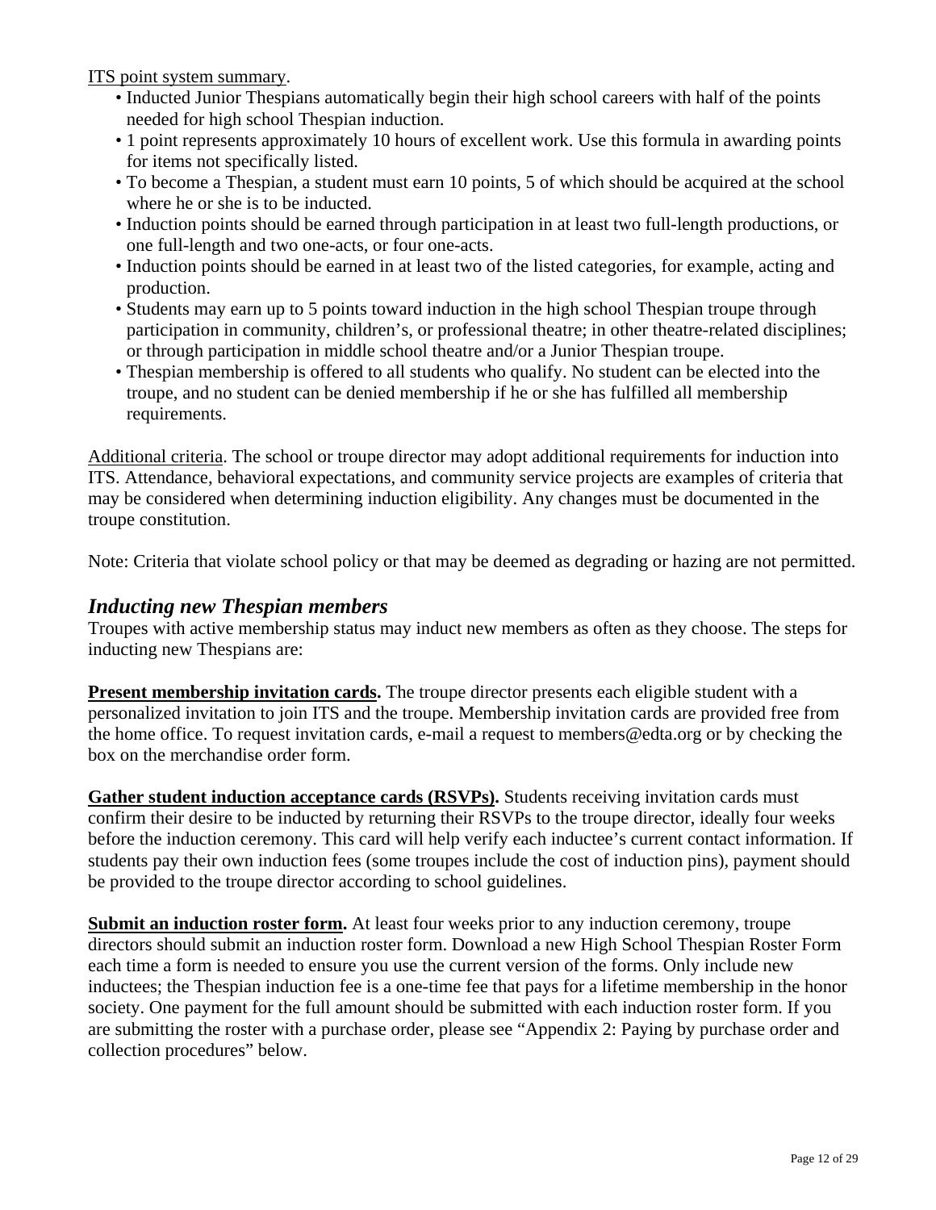<u>ITS point system summary</u>.

- Inducted Junior Thespians automatically begin their high school careers with half of the points needed for high school Thespian induction.
- 1 point represents approximately 10 hours of excellent work. Use this formula in awarding points for items not specifically listed.
- To become a Thespian, a student must earn 10 points, 5 of which should be acquired at the school where he or she is to be inducted.
- Induction points should be earned through participation in at least two full-length productions, or one full-length and two one-acts, or four one-acts.
- Induction points should be earned in at least two of the listed categories, for example, acting and production.
- Students may earn up to 5 points toward induction in the high school Thespian troupe through participation in community, children's, or professional theatre; in other theatre-related disciplines; or through participation in middle school theatre and/or a Junior Thespian troupe.
- Thespian membership is offered to all students who qualify. No student can be elected into the troupe, and no student can be denied membership if he or she has fulfilled all membership requirements.

<u>Additional criteria</u>. The school or troupe director may adopt additional requirements for induction into ITS. Attendance, behavioral expectations, and community service projects are examples of criteria that may be considered when determining induction eligibility. Any changes must be documented in the troupe constitution.

Note: Criteria that violate school policy or that may be deemed as degrading or hazing are not permitted.

## *Inducting new Thespian members*

Troupes with active membership status may induct new members as often as they choose. The steps for inducting new Thespians are:

**<u>Present membership invitation cards</u>.** The troupe director presents each eligible student with a personalized invitation to join ITS and the troupe. Membership invitation cards are provided free from the home office. To request invitation cards, e-mail a request to members@edta.org or by checking the box on the merchandise order form.

**<u>Gather student induction acceptance cards (RSVPs)</u>.** Students receiving invitation cards must confirm their desire to be inducted by returning their RSVPs to the troupe director, ideally four weeks before the induction ceremony. This card will help verify each inductee's current contact information. If students pay their own induction fees (some troupes include the cost of induction pins), payment should be provided to the troupe director according to school guidelines.

**<u>Submit an induction roster form</u>.** At least four weeks prior to any induction ceremony, troupe directors should submit an induction roster form. Download a new High School Thespian Roster Form each time a form is needed to ensure you use the current version of the forms. Only include new inductees; the Thespian induction fee is a one-time fee that pays for a lifetime membership in the honor society. One payment for the full amount should be submitted with each induction roster form. If you are submitting the roster with a purchase order, please see "Appendix 2: Paying by purchase order and collection procedures" below.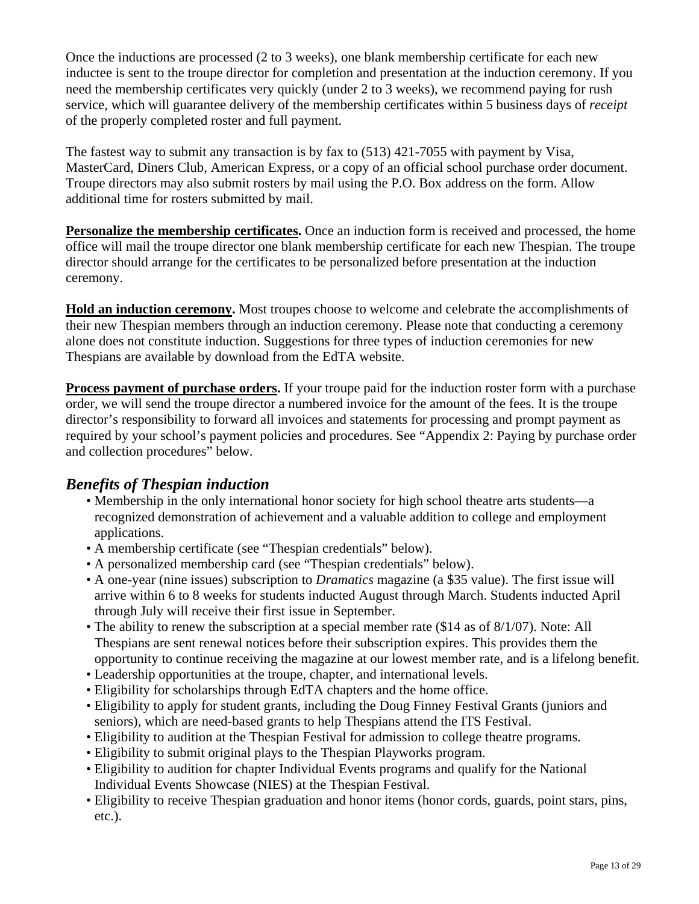Once the inductions are processed (2 to 3 weeks), one blank membership certificate for each new inductee is sent to the troupe director for completion and presentation at the induction ceremony. If you need the membership certificates very quickly (under 2 to 3 weeks), we recommend paying for rush service, which will guarantee delivery of the membership certificates within 5 business days of *receipt* of the properly completed roster and full payment.

The fastest way to submit any transaction is by fax to (513) 421-7055 with payment by Visa, MasterCard, Diners Club, American Express, or a copy of an official school purchase order document. Troupe directors may also submit rosters by mail using the P.O. Box address on the form. Allow additional time for rosters submitted by mail.

**Personalize the membership certificates.** Once an induction form is received and processed, the home office will mail the troupe director one blank membership certificate for each new Thespian. The troupe director should arrange for the certificates to be personalized before presentation at the induction ceremony.

**Hold an induction ceremony.** Most troupes choose to welcome and celebrate the accomplishments of their new Thespian members through an induction ceremony. Please note that conducting a ceremony alone does not constitute induction. Suggestions for three types of induction ceremonies for new Thespians are available by download from the EdTA website.

**Process payment of purchase orders.** If your troupe paid for the induction roster form with a purchase order, we will send the troupe director a numbered invoice for the amount of the fees. It is the troupe director's responsibility to forward all invoices and statements for processing and prompt payment as required by your school's payment policies and procedures. See "Appendix 2: Paying by purchase order and collection procedures" below.

## *Benefits of Thespian induction*

- Membership in the only international honor society for high school theatre arts students—a recognized demonstration of achievement and a valuable addition to college and employment applications.
- A membership certificate (see "Thespian credentials" below).
- A personalized membership card (see "Thespian credentials" below).
- A one-year (nine issues) subscription to *Dramatics* magazine (a $35 value). The first issue will arrive within 6 to 8 weeks for students inducted August through March. Students inducted April through July will receive their first issue in September.
- The ability to renew the subscription at a special member rate ($14 as of 8/1/07). Note: All Thespians are sent renewal notices before their subscription expires. This provides them the opportunity to continue receiving the magazine at our lowest member rate, and is a lifelong benefit.
- Leadership opportunities at the troupe, chapter, and international levels.
- Eligibility for scholarships through EdTA chapters and the home office.
- Eligibility to apply for student grants, including the Doug Finney Festival Grants (juniors and seniors), which are need-based grants to help Thespians attend the ITS Festival.
- Eligibility to audition at the Thespian Festival for admission to college theatre programs.
- Eligibility to submit original plays to the Thespian Playworks program.
- Eligibility to audition for chapter Individual Events programs and qualify for the National Individual Events Showcase (NIES) at the Thespian Festival.
- Eligibility to receive Thespian graduation and honor items (honor cords, guards, point stars, pins, etc.).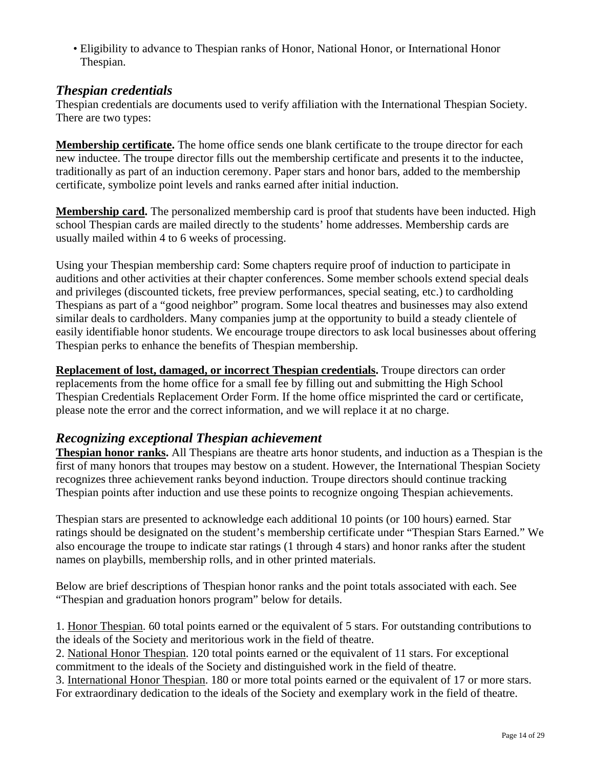- Eligibility to advance to Thespian ranks of Honor, National Honor, or International Honor Thespian.

## *Thespian credentials*

Thespian credentials are documents used to verify affiliation with the International Thespian Society. There are two types:

**Membership certificate.** The home office sends one blank certificate to the troupe director for each new inductee. The troupe director fills out the membership certificate and presents it to the inductee, traditionally as part of an induction ceremony. Paper stars and honor bars, added to the membership certificate, symbolize point levels and ranks earned after initial induction.

**Membership card.** The personalized membership card is proof that students have been inducted. High school Thespian cards are mailed directly to the students' home addresses. Membership cards are usually mailed within 4 to 6 weeks of processing.

Using your Thespian membership card: Some chapters require proof of induction to participate in auditions and other activities at their chapter conferences. Some member schools extend special deals and privileges (discounted tickets, free preview performances, special seating, etc.) to cardholding Thespians as part of a "good neighbor" program. Some local theatres and businesses may also extend similar deals to cardholders. Many companies jump at the opportunity to build a steady clientele of easily identifiable honor students. We encourage troupe directors to ask local businesses about offering Thespian perks to enhance the benefits of Thespian membership.

**Replacement of lost, damaged, or incorrect Thespian credentials.** Troupe directors can order replacements from the home office for a small fee by filling out and submitting the High School Thespian Credentials Replacement Order Form. If the home office misprinted the card or certificate, please note the error and the correct information, and we will replace it at no charge.

## *Recognizing exceptional Thespian achievement*

**Thespian honor ranks.** All Thespians are theatre arts honor students, and induction as a Thespian is the first of many honors that troupes may bestow on a student. However, the International Thespian Society recognizes three achievement ranks beyond induction. Troupe directors should continue tracking Thespian points after induction and use these points to recognize ongoing Thespian achievements.

Thespian stars are presented to acknowledge each additional 10 points (or 100 hours) earned. Star ratings should be designated on the student's membership certificate under "Thespian Stars Earned." We also encourage the troupe to indicate star ratings (1 through 4 stars) and honor ranks after the student names on playbills, membership rolls, and in other printed materials.

Below are brief descriptions of Thespian honor ranks and the point totals associated with each. See "Thespian and graduation honors program" below for details.

1. Honor Thespian. 60 total points earned or the equivalent of 5 stars. For outstanding contributions to the ideals of the Society and meritorious work in the field of theatre.
2. National Honor Thespian. 120 total points earned or the equivalent of 11 stars. For exceptional commitment to the ideals of the Society and distinguished work in the field of theatre.
3. International Honor Thespian. 180 or more total points earned or the equivalent of 17 or more stars. For extraordinary dedication to the ideals of the Society and exemplary work in the field of theatre.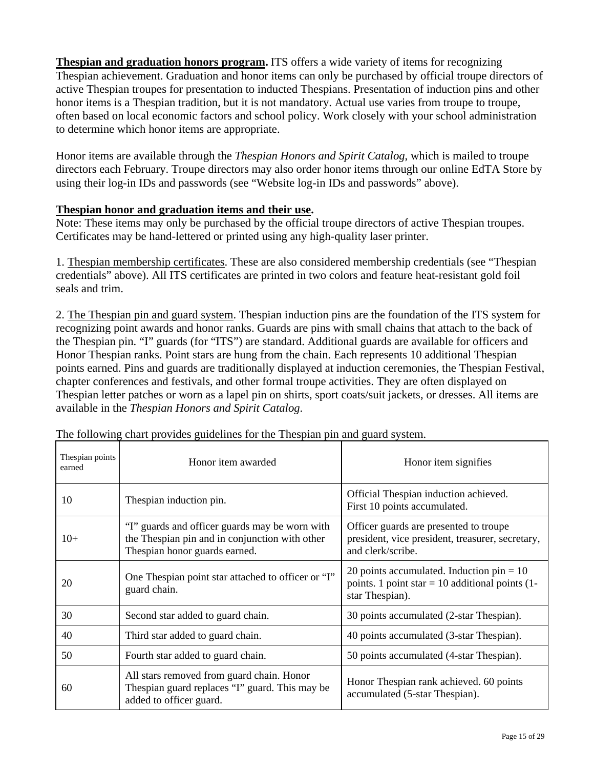**Thespian and graduation honors program.** ITS offers a wide variety of items for recognizing Thespian achievement. Graduation and honor items can only be purchased by official troupe directors of active Thespian troupes for presentation to inducted Thespians. Presentation of induction pins and other honor items is a Thespian tradition, but it is not mandatory. Actual use varies from troupe to troupe, often based on local economic factors and school policy. Work closely with your school administration to determine which honor items are appropriate.

Honor items are available through the *Thespian Honors and Spirit Catalog*, which is mailed to troupe directors each February. Troupe directors may also order honor items through our online EdTA Store by using their log-in IDs and passwords (see "Website log-in IDs and passwords" above).

**Thespian honor and graduation items and their use.**
Note: These items may only be purchased by the official troupe directors of active Thespian troupes. Certificates may be hand-lettered or printed using any high-quality laser printer.

1. Thespian membership certificates. These are also considered membership credentials (see "Thespian credentials" above). All ITS certificates are printed in two colors and feature heat-resistant gold foil seals and trim.

2. The Thespian pin and guard system. Thespian induction pins are the foundation of the ITS system for recognizing point awards and honor ranks. Guards are pins with small chains that attach to the back of the Thespian pin. "I" guards (for "ITS") are standard. Additional guards are available for officers and Honor Thespian ranks. Point stars are hung from the chain. Each represents 10 additional Thespian points earned. Pins and guards are traditionally displayed at induction ceremonies, the Thespian Festival, chapter conferences and festivals, and other formal troupe activities. They are often displayed on Thespian letter patches or worn as a lapel pin on shirts, sport coats/suit jackets, or dresses. All items are available in the *Thespian Honors and Spirit Catalog*.

The following chart provides guidelines for the Thespian pin and guard system.

| Thespian points earned | Honor item awarded | Honor item signifies |
|---|---|---|
| 10 | Thespian induction pin. | Official Thespian induction achieved. First 10 points accumulated. |
| 10+ | "I" guards and officer guards may be worn with the Thespian pin and in conjunction with other Thespian honor guards earned. | Officer guards are presented to troupe president, vice president, treasurer, secretary, and clerk/scribe. |
| 20 | One Thespian point star attached to officer or "I" guard chain. | 20 points accumulated. Induction pin = 10 points. 1 point star = 10 additional points (1-star Thespian). |
| 30 | Second star added to guard chain. | 30 points accumulated (2-star Thespian). |
| 40 | Third star added to guard chain. | 40 points accumulated (3-star Thespian). |
| 50 | Fourth star added to guard chain. | 50 points accumulated (4-star Thespian). |
| 60 | All stars removed from guard chain. Honor Thespian guard replaces "I" guard. This may be added to officer guard. | Honor Thespian rank achieved. 60 points accumulated (5-star Thespian). |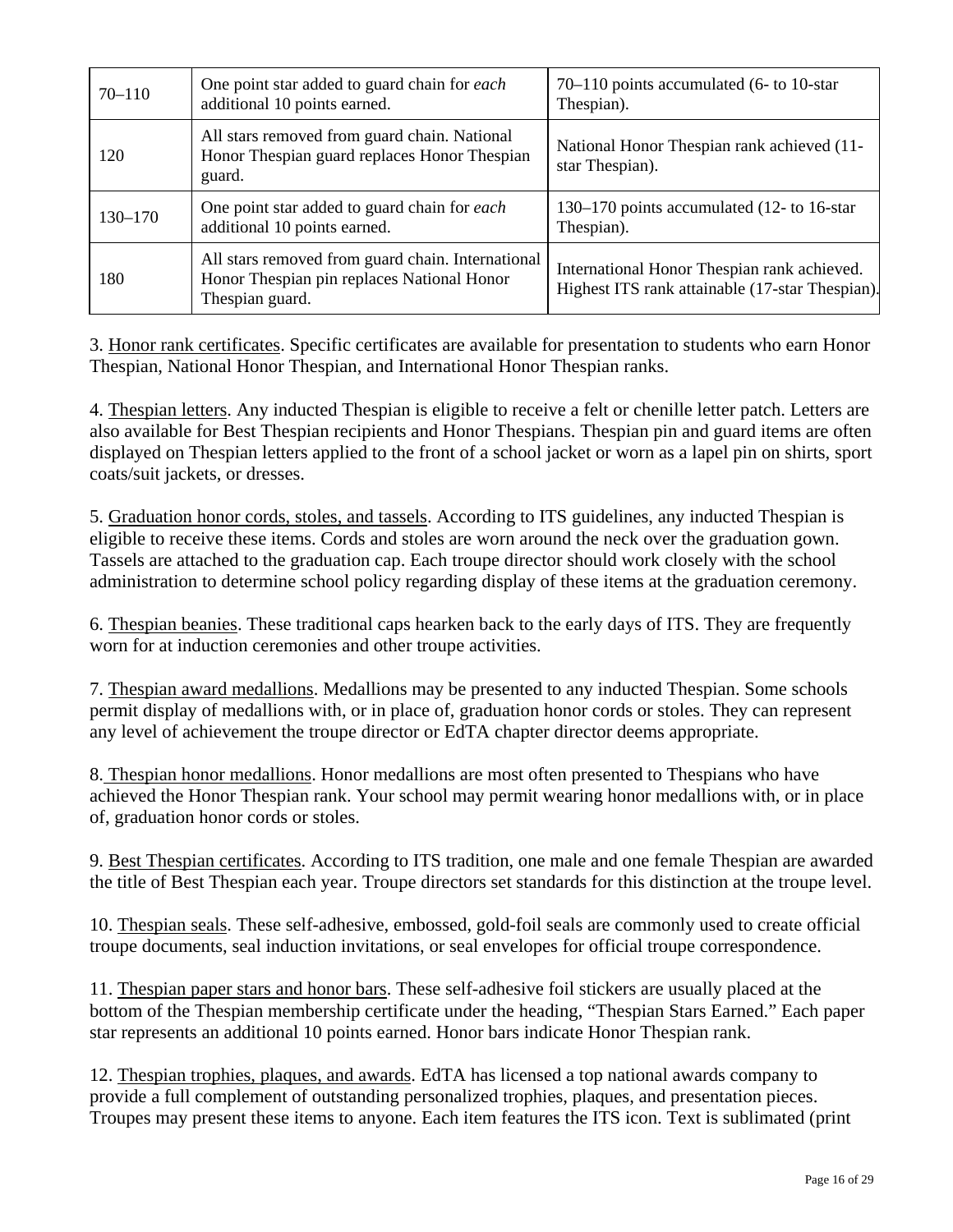| | | |
|---|---|---|
| 70–110 | One point star added to guard chain for *each* additional 10 points earned. | 70–110 points accumulated (6- to 10-star Thespian). |
| 120 | All stars removed from guard chain. National Honor Thespian guard replaces Honor Thespian guard. | National Honor Thespian rank achieved (11-star Thespian). |
| 130–170 | One point star added to guard chain for *each* additional 10 points earned. | 130–170 points accumulated (12- to 16-star Thespian). |
| 180 | All stars removed from guard chain. International Honor Thespian pin replaces National Honor Thespian guard. | International Honor Thespian rank achieved. Highest ITS rank attainable (17-star Thespian). |

3. <u>Honor rank certificates</u>. Specific certificates are available for presentation to students who earn Honor Thespian, National Honor Thespian, and International Honor Thespian ranks.

4. <u>Thespian letters</u>. Any inducted Thespian is eligible to receive a felt or chenille letter patch. Letters are also available for Best Thespian recipients and Honor Thespians. Thespian pin and guard items are often displayed on Thespian letters applied to the front of a school jacket or worn as a lapel pin on shirts, sport coats/suit jackets, or dresses.

5. <u>Graduation honor cords, stoles, and tassels</u>. According to ITS guidelines, any inducted Thespian is eligible to receive these items. Cords and stoles are worn around the neck over the graduation gown. Tassels are attached to the graduation cap. Each troupe director should work closely with the school administration to determine school policy regarding display of these items at the graduation ceremony.

6. <u>Thespian beanies</u>. These traditional caps hearken back to the early days of ITS. They are frequently worn for at induction ceremonies and other troupe activities.

7. <u>Thespian award medallions</u>. Medallions may be presented to any inducted Thespian. Some schools permit display of medallions with, or in place of, graduation honor cords or stoles. They can represent any level of achievement the troupe director or EdTA chapter director deems appropriate.

8. <u>Thespian honor medallions</u>. Honor medallions are most often presented to Thespians who have achieved the Honor Thespian rank. Your school may permit wearing honor medallions with, or in place of, graduation honor cords or stoles.

9. <u>Best Thespian certificates</u>. According to ITS tradition, one male and one female Thespian are awarded the title of Best Thespian each year. Troupe directors set standards for this distinction at the troupe level.

10. <u>Thespian seals</u>. These self-adhesive, embossed, gold-foil seals are commonly used to create official troupe documents, seal induction invitations, or seal envelopes for official troupe correspondence.

11. <u>Thespian paper stars and honor bars</u>. These self-adhesive foil stickers are usually placed at the bottom of the Thespian membership certificate under the heading, "Thespian Stars Earned." Each paper star represents an additional 10 points earned. Honor bars indicate Honor Thespian rank.

12. <u>Thespian trophies, plaques, and awards</u>. EdTA has licensed a top national awards company to provide a full complement of outstanding personalized trophies, plaques, and presentation pieces. Troupes may present these items to anyone. Each item features the ITS icon. Text is sublimated (print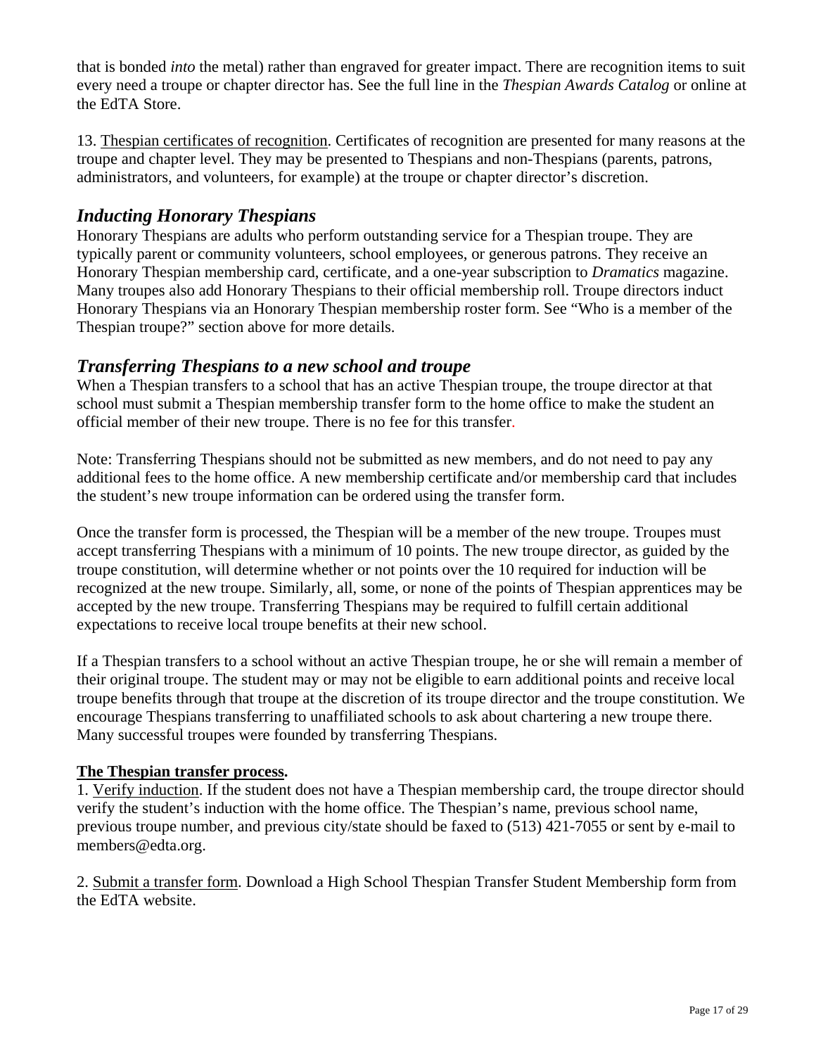that is bonded *into* the metal) rather than engraved for greater impact. There are recognition items to suit every need a troupe or chapter director has. See the full line in the *Thespian Awards Catalog* or online at the EdTA Store.

13. Thespian certificates of recognition. Certificates of recognition are presented for many reasons at the troupe and chapter level. They may be presented to Thespians and non-Thespians (parents, patrons, administrators, and volunteers, for example) at the troupe or chapter director's discretion.

## *Inducting Honorary Thespians*

Honorary Thespians are adults who perform outstanding service for a Thespian troupe. They are typically parent or community volunteers, school employees, or generous patrons. They receive an Honorary Thespian membership card, certificate, and a one-year subscription to *Dramatics* magazine. Many troupes also add Honorary Thespians to their official membership roll. Troupe directors induct Honorary Thespians via an Honorary Thespian membership roster form. See "Who is a member of the Thespian troupe?" section above for more details.

## *Transferring Thespians to a new school and troupe*

When a Thespian transfers to a school that has an active Thespian troupe, the troupe director at that school must submit a Thespian membership transfer form to the home office to make the student an official member of their new troupe. There is no fee for this transfer.

Note: Transferring Thespians should not be submitted as new members, and do not need to pay any additional fees to the home office. A new membership certificate and/or membership card that includes the student's new troupe information can be ordered using the transfer form.

Once the transfer form is processed, the Thespian will be a member of the new troupe. Troupes must accept transferring Thespians with a minimum of 10 points. The new troupe director, as guided by the troupe constitution, will determine whether or not points over the 10 required for induction will be recognized at the new troupe. Similarly, all, some, or none of the points of Thespian apprentices may be accepted by the new troupe. Transferring Thespians may be required to fulfill certain additional expectations to receive local troupe benefits at their new school.

If a Thespian transfers to a school without an active Thespian troupe, he or she will remain a member of their original troupe. The student may or may not be eligible to earn additional points and receive local troupe benefits through that troupe at the discretion of its troupe director and the troupe constitution. We encourage Thespians transferring to unaffiliated schools to ask about chartering a new troupe there. Many successful troupes were founded by transferring Thespians.

**The Thespian transfer process.**

1. Verify induction. If the student does not have a Thespian membership card, the troupe director should verify the student's induction with the home office. The Thespian's name, previous school name, previous troupe number, and previous city/state should be faxed to (513) 421-7055 or sent by e-mail to members@edta.org.

2. Submit a transfer form. Download a High School Thespian Transfer Student Membership form from the EdTA website.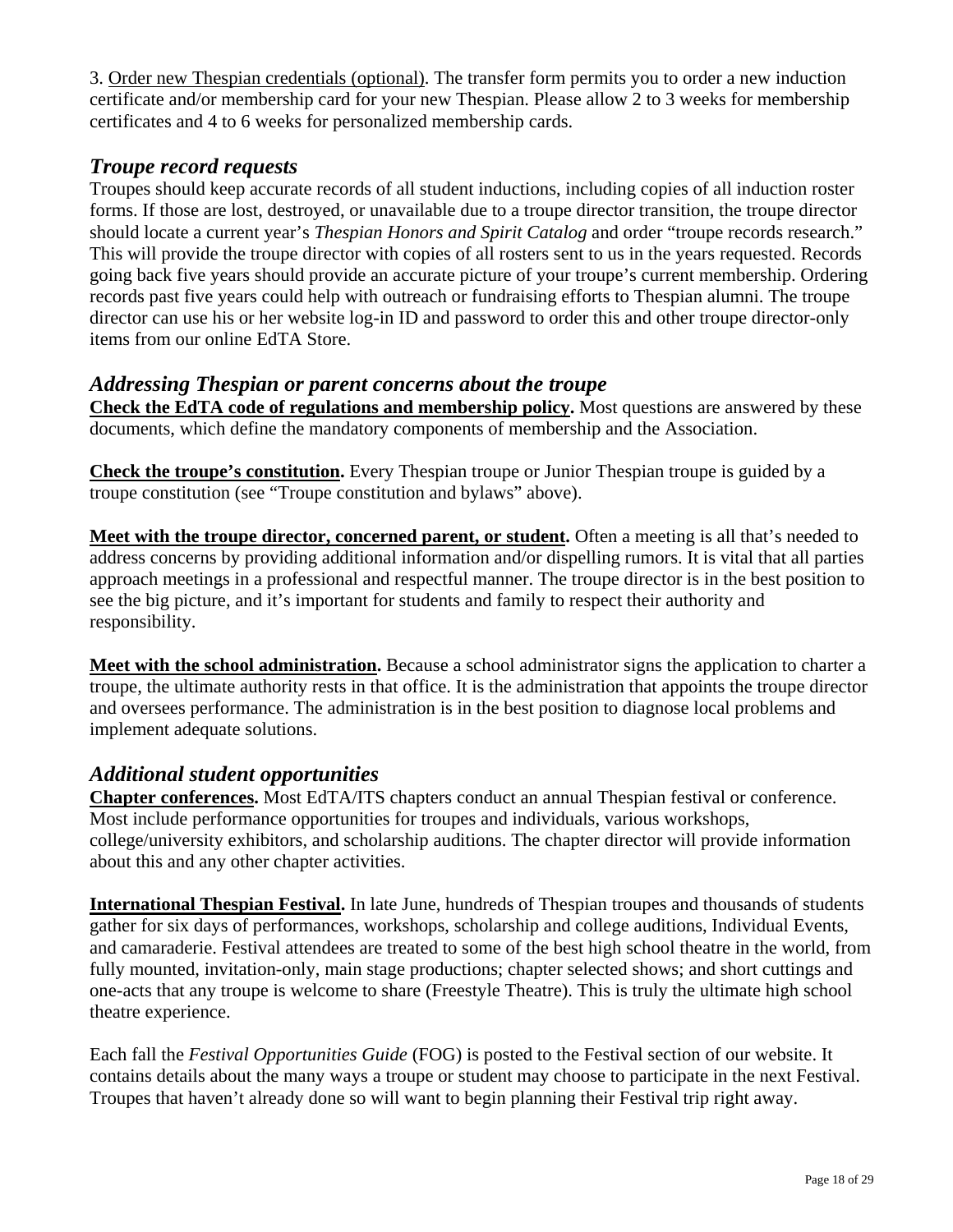3. Order new Thespian credentials (optional). The transfer form permits you to order a new induction certificate and/or membership card for your new Thespian. Please allow 2 to 3 weeks for membership certificates and 4 to 6 weeks for personalized membership cards.

## *Troupe record requests*

Troupes should keep accurate records of all student inductions, including copies of all induction roster forms. If those are lost, destroyed, or unavailable due to a troupe director transition, the troupe director should locate a current year's *Thespian Honors and Spirit Catalog* and order "troupe records research." This will provide the troupe director with copies of all rosters sent to us in the years requested. Records going back five years should provide an accurate picture of your troupe's current membership. Ordering records past five years could help with outreach or fundraising efforts to Thespian alumni. The troupe director can use his or her website log-in ID and password to order this and other troupe director-only items from our online EdTA Store.

## *Addressing Thespian or parent concerns about the troupe*

**Check the EdTA code of regulations and membership policy.** Most questions are answered by these documents, which define the mandatory components of membership and the Association.

**Check the troupe's constitution.** Every Thespian troupe or Junior Thespian troupe is guided by a troupe constitution (see "Troupe constitution and bylaws" above).

**Meet with the troupe director, concerned parent, or student.** Often a meeting is all that's needed to address concerns by providing additional information and/or dispelling rumors. It is vital that all parties approach meetings in a professional and respectful manner. The troupe director is in the best position to see the big picture, and it's important for students and family to respect their authority and responsibility.

**Meet with the school administration.** Because a school administrator signs the application to charter a troupe, the ultimate authority rests in that office. It is the administration that appoints the troupe director and oversees performance. The administration is in the best position to diagnose local problems and implement adequate solutions.

## *Additional student opportunities*

**Chapter conferences.** Most EdTA/ITS chapters conduct an annual Thespian festival or conference. Most include performance opportunities for troupes and individuals, various workshops, college/university exhibitors, and scholarship auditions. The chapter director will provide information about this and any other chapter activities.

**International Thespian Festival.** In late June, hundreds of Thespian troupes and thousands of students gather for six days of performances, workshops, scholarship and college auditions, Individual Events, and camaraderie. Festival attendees are treated to some of the best high school theatre in the world, from fully mounted, invitation-only, main stage productions; chapter selected shows; and short cuttings and one-acts that any troupe is welcome to share (Freestyle Theatre). This is truly the ultimate high school theatre experience.

Each fall the *Festival Opportunities Guide* (FOG) is posted to the Festival section of our website. It contains details about the many ways a troupe or student may choose to participate in the next Festival. Troupes that haven't already done so will want to begin planning their Festival trip right away.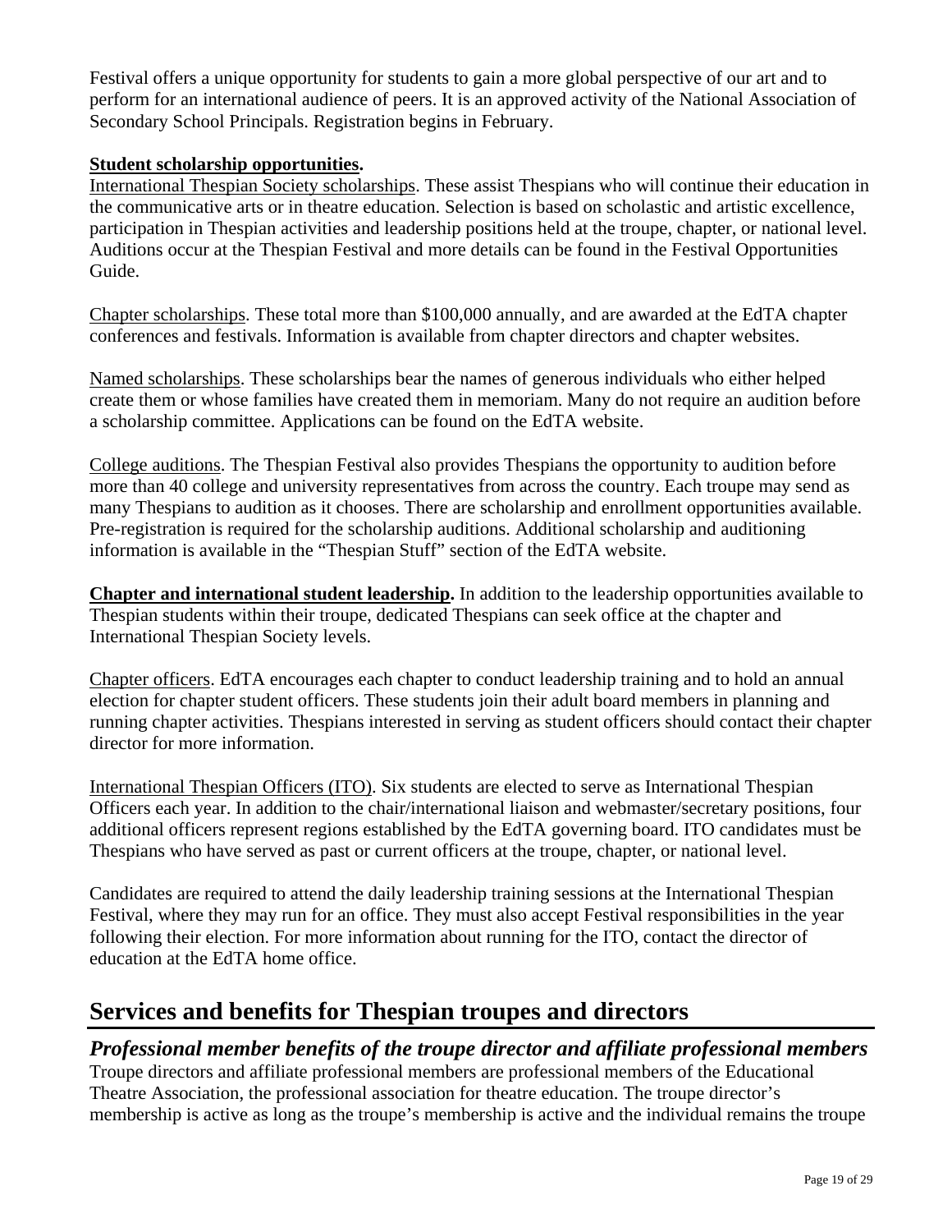Festival offers a unique opportunity for students to gain a more global perspective of our art and to perform for an international audience of peers. It is an approved activity of the National Association of Secondary School Principals. Registration begins in February.

**Student scholarship opportunities.**

International Thespian Society scholarships. These assist Thespians who will continue their education in the communicative arts or in theatre education. Selection is based on scholastic and artistic excellence, participation in Thespian activities and leadership positions held at the troupe, chapter, or national level. Auditions occur at the Thespian Festival and more details can be found in the Festival Opportunities Guide.

Chapter scholarships. These total more than $100,000 annually, and are awarded at the EdTA chapter conferences and festivals. Information is available from chapter directors and chapter websites.

Named scholarships. These scholarships bear the names of generous individuals who either helped create them or whose families have created them in memoriam. Many do not require an audition before a scholarship committee. Applications can be found on the EdTA website.

College auditions. The Thespian Festival also provides Thespians the opportunity to audition before more than 40 college and university representatives from across the country. Each troupe may send as many Thespians to audition as it chooses. There are scholarship and enrollment opportunities available. Pre-registration is required for the scholarship auditions. Additional scholarship and auditioning information is available in the "Thespian Stuff" section of the EdTA website.

**Chapter and international student leadership.** In addition to the leadership opportunities available to Thespian students within their troupe, dedicated Thespians can seek office at the chapter and International Thespian Society levels.

Chapter officers. EdTA encourages each chapter to conduct leadership training and to hold an annual election for chapter student officers. These students join their adult board members in planning and running chapter activities. Thespians interested in serving as student officers should contact their chapter director for more information.

International Thespian Officers (ITO). Six students are elected to serve as International Thespian Officers each year. In addition to the chair/international liaison and webmaster/secretary positions, four additional officers represent regions established by the EdTA governing board. ITO candidates must be Thespians who have served as past or current officers at the troupe, chapter, or national level.

Candidates are required to attend the daily leadership training sessions at the International Thespian Festival, where they may run for an office. They must also accept Festival responsibilities in the year following their election. For more information about running for the ITO, contact the director of education at the EdTA home office.

## Services and benefits for Thespian troupes and directors

### *Professional member benefits of the troupe director and affiliate professional members*

Troupe directors and affiliate professional members are professional members of the Educational Theatre Association, the professional association for theatre education. The troupe director's membership is active as long as the troupe's membership is active and the individual remains the troupe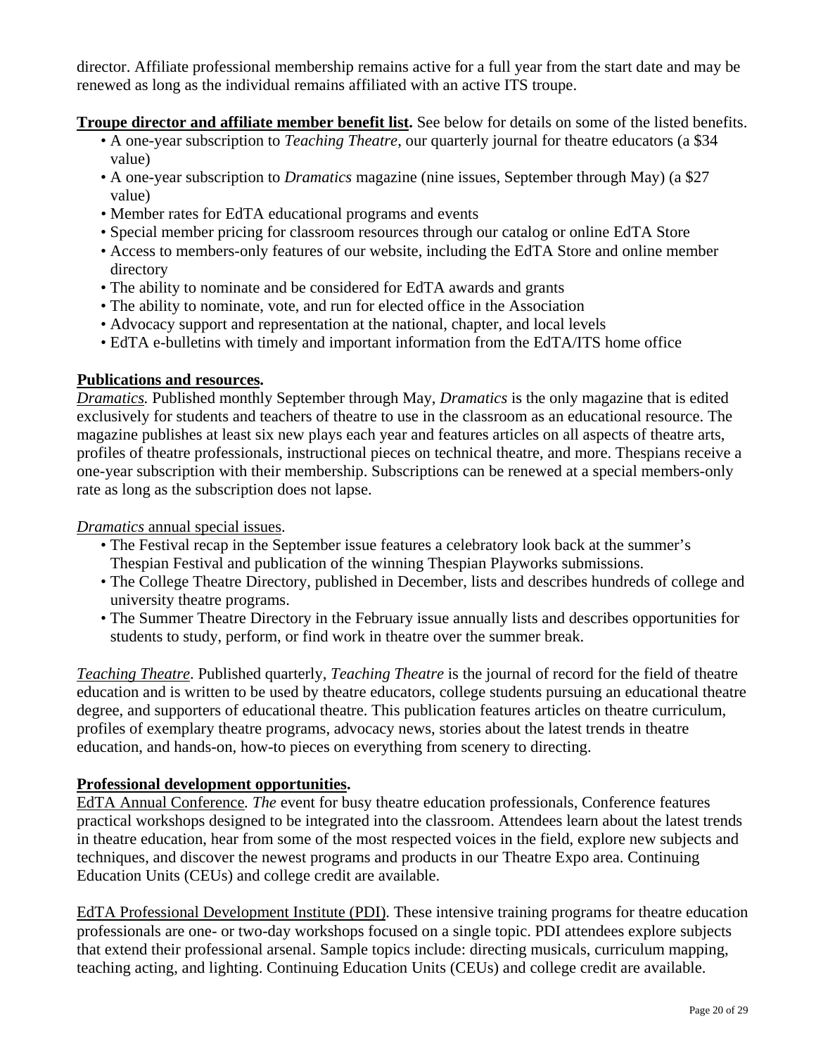director. Affiliate professional membership remains active for a full year from the start date and may be renewed as long as the individual remains affiliated with an active ITS troupe.

**Troupe director and affiliate member benefit list.** See below for details on some of the listed benefits.

- A one-year subscription to *Teaching Theatre*, our quarterly journal for theatre educators (a $34 value)
- A one-year subscription to *Dramatics* magazine (nine issues, September through May) (a $27 value)
- Member rates for EdTA educational programs and events
- Special member pricing for classroom resources through our catalog or online EdTA Store
- Access to members-only features of our website, including the EdTA Store and online member directory
- The ability to nominate and be considered for EdTA awards and grants
- The ability to nominate, vote, and run for elected office in the Association
- Advocacy support and representation at the national, chapter, and local levels
- EdTA e-bulletins with timely and important information from the EdTA/ITS home office

**Publications and resources.**

*Dramatics.* Published monthly September through May, *Dramatics* is the only magazine that is edited exclusively for students and teachers of theatre to use in the classroom as an educational resource. The magazine publishes at least six new plays each year and features articles on all aspects of theatre arts, profiles of theatre professionals, instructional pieces on technical theatre, and more. Thespians receive a one-year subscription with their membership. Subscriptions can be renewed at a special members-only rate as long as the subscription does not lapse.

*Dramatics* annual special issues.

- The Festival recap in the September issue features a celebratory look back at the summer's Thespian Festival and publication of the winning Thespian Playworks submissions.
- The College Theatre Directory, published in December, lists and describes hundreds of college and university theatre programs.
- The Summer Theatre Directory in the February issue annually lists and describes opportunities for students to study, perform, or find work in theatre over the summer break.

*Teaching Theatre*. Published quarterly, *Teaching Theatre* is the journal of record for the field of theatre education and is written to be used by theatre educators, college students pursuing an educational theatre degree, and supporters of educational theatre. This publication features articles on theatre curriculum, profiles of exemplary theatre programs, advocacy news, stories about the latest trends in theatre education, and hands-on, how-to pieces on everything from scenery to directing.

**Professional development opportunities.**

EdTA Annual Conference*. The* event for busy theatre education professionals, Conference features practical workshops designed to be integrated into the classroom. Attendees learn about the latest trends in theatre education, hear from some of the most respected voices in the field, explore new subjects and techniques, and discover the newest programs and products in our Theatre Expo area. Continuing Education Units (CEUs) and college credit are available.

EdTA Professional Development Institute (PDI). These intensive training programs for theatre education professionals are one- or two-day workshops focused on a single topic. PDI attendees explore subjects that extend their professional arsenal. Sample topics include: directing musicals, curriculum mapping, teaching acting, and lighting. Continuing Education Units (CEUs) and college credit are available.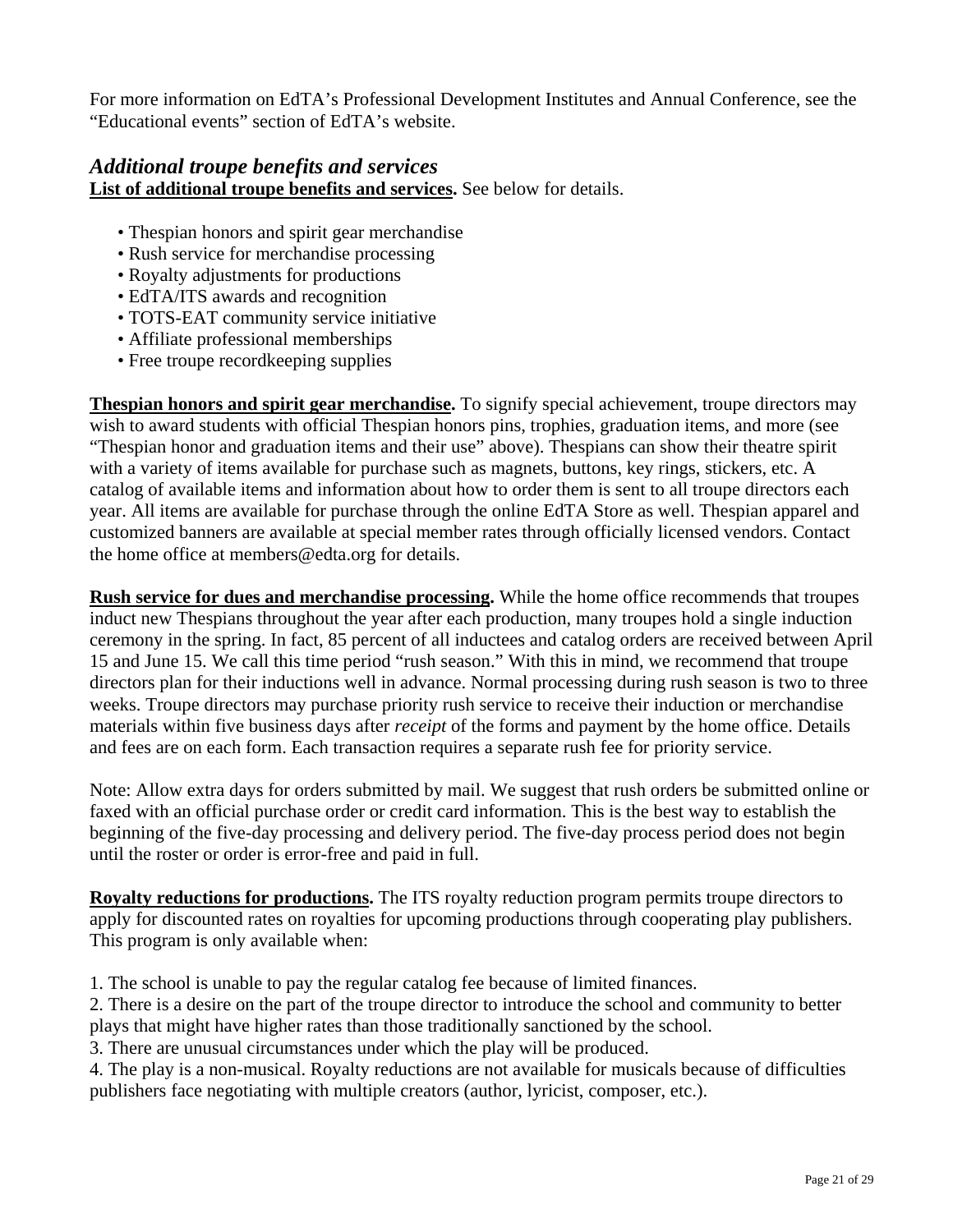For more information on EdTA's Professional Development Institutes and Annual Conference, see the "Educational events" section of EdTA's website.

### *Additional troupe benefits and services*

**List of additional troupe benefits and services.** See below for details.

- Thespian honors and spirit gear merchandise
- Rush service for merchandise processing
- Royalty adjustments for productions
- EdTA/ITS awards and recognition
- TOTS-EAT community service initiative
- Affiliate professional memberships
- Free troupe recordkeeping supplies

**Thespian honors and spirit gear merchandise.** To signify special achievement, troupe directors may wish to award students with official Thespian honors pins, trophies, graduation items, and more (see "Thespian honor and graduation items and their use" above). Thespians can show their theatre spirit with a variety of items available for purchase such as magnets, buttons, key rings, stickers, etc. A catalog of available items and information about how to order them is sent to all troupe directors each year. All items are available for purchase through the online EdTA Store as well. Thespian apparel and customized banners are available at special member rates through officially licensed vendors. Contact the home office at members@edta.org for details.

**Rush service for dues and merchandise processing.** While the home office recommends that troupes induct new Thespians throughout the year after each production, many troupes hold a single induction ceremony in the spring. In fact, 85 percent of all inductees and catalog orders are received between April 15 and June 15. We call this time period "rush season." With this in mind, we recommend that troupe directors plan for their inductions well in advance. Normal processing during rush season is two to three weeks. Troupe directors may purchase priority rush service to receive their induction or merchandise materials within five business days after *receipt* of the forms and payment by the home office. Details and fees are on each form. Each transaction requires a separate rush fee for priority service.

Note: Allow extra days for orders submitted by mail. We suggest that rush orders be submitted online or faxed with an official purchase order or credit card information. This is the best way to establish the beginning of the five-day processing and delivery period. The five-day process period does not begin until the roster or order is error-free and paid in full.

**Royalty reductions for productions.** The ITS royalty reduction program permits troupe directors to apply for discounted rates on royalties for upcoming productions through cooperating play publishers. This program is only available when:

1. The school is unable to pay the regular catalog fee because of limited finances.
2. There is a desire on the part of the troupe director to introduce the school and community to better plays that might have higher rates than those traditionally sanctioned by the school.
3. There are unusual circumstances under which the play will be produced.
4. The play is a non-musical. Royalty reductions are not available for musicals because of difficulties publishers face negotiating with multiple creators (author, lyricist, composer, etc.).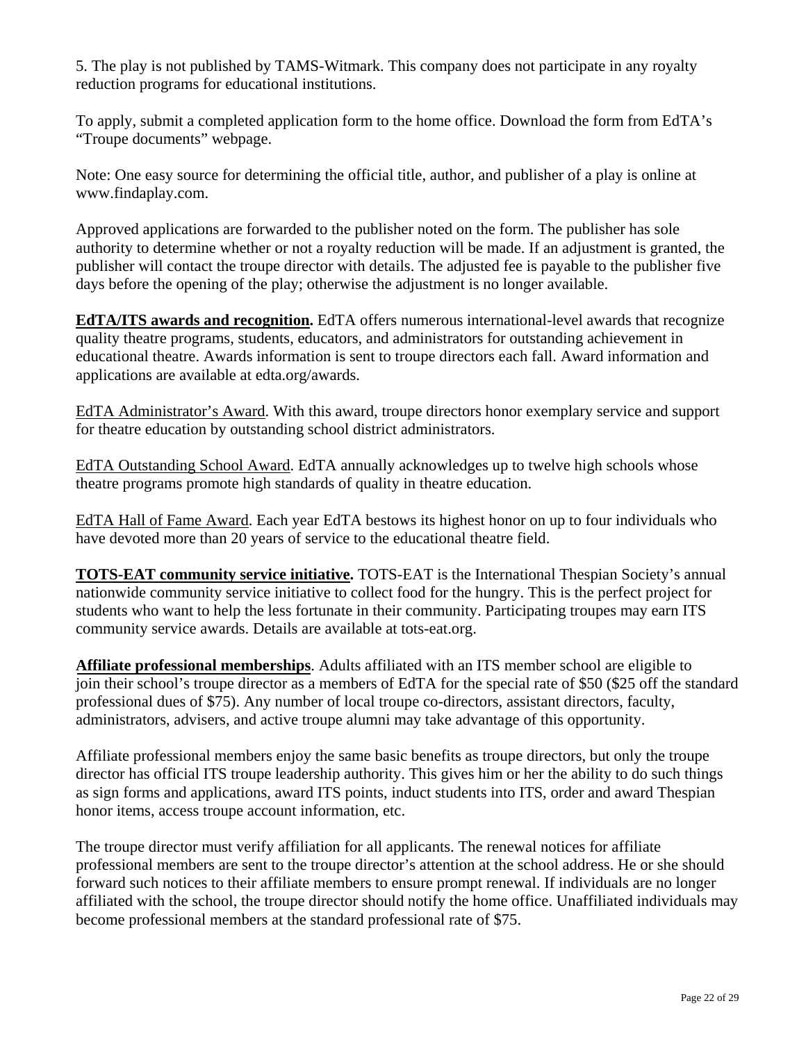5. The play is not published by TAMS-Witmark. This company does not participate in any royalty reduction programs for educational institutions.

To apply, submit a completed application form to the home office. Download the form from EdTA's "Troupe documents" webpage.

Note: One easy source for determining the official title, author, and publisher of a play is online at www.findaplay.com.

Approved applications are forwarded to the publisher noted on the form. The publisher has sole authority to determine whether or not a royalty reduction will be made. If an adjustment is granted, the publisher will contact the troupe director with details. The adjusted fee is payable to the publisher five days before the opening of the play; otherwise the adjustment is no longer available.

**EdTA/ITS awards and recognition.** EdTA offers numerous international-level awards that recognize quality theatre programs, students, educators, and administrators for outstanding achievement in educational theatre. Awards information is sent to troupe directors each fall. Award information and applications are available at edta.org/awards.

EdTA Administrator's Award. With this award, troupe directors honor exemplary service and support for theatre education by outstanding school district administrators.

EdTA Outstanding School Award. EdTA annually acknowledges up to twelve high schools whose theatre programs promote high standards of quality in theatre education.

EdTA Hall of Fame Award. Each year EdTA bestows its highest honor on up to four individuals who have devoted more than 20 years of service to the educational theatre field.

**TOTS-EAT community service initiative.** TOTS-EAT is the International Thespian Society's annual nationwide community service initiative to collect food for the hungry. This is the perfect project for students who want to help the less fortunate in their community. Participating troupes may earn ITS community service awards. Details are available at tots-eat.org.

**Affiliate professional memberships**. Adults affiliated with an ITS member school are eligible to join their school's troupe director as a members of EdTA for the special rate of $50 ($25 off the standard professional dues of $75). Any number of local troupe co-directors, assistant directors, faculty, administrators, advisers, and active troupe alumni may take advantage of this opportunity.

Affiliate professional members enjoy the same basic benefits as troupe directors, but only the troupe director has official ITS troupe leadership authority. This gives him or her the ability to do such things as sign forms and applications, award ITS points, induct students into ITS, order and award Thespian honor items, access troupe account information, etc.

The troupe director must verify affiliation for all applicants. The renewal notices for affiliate professional members are sent to the troupe director's attention at the school address. He or she should forward such notices to their affiliate members to ensure prompt renewal. If individuals are no longer affiliated with the school, the troupe director should notify the home office. Unaffiliated individuals may become professional members at the standard professional rate of $75.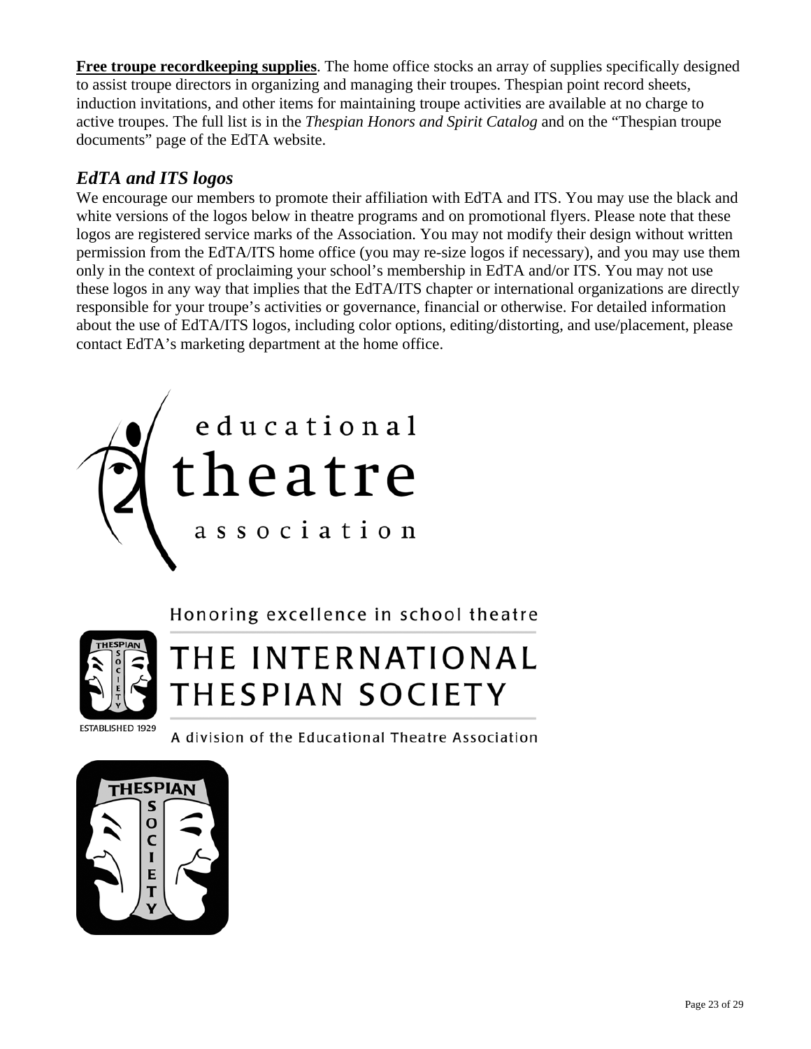**Free troupe recordkeeping supplies**. The home office stocks an array of supplies specifically designed to assist troupe directors in organizing and managing their troupes. Thespian point record sheets, induction invitations, and other items for maintaining troupe activities are available at no charge to active troupes. The full list is in the *Thespian Honors and Spirit Catalog* and on the "Thespian troupe documents" page of the EdTA website.

## *EdTA and ITS logos*

We encourage our members to promote their affiliation with EdTA and ITS. You may use the black and white versions of the logos below in theatre programs and on promotional flyers. Please note that these logos are registered service marks of the Association. You may not modify their design without written permission from the EdTA/ITS home office (you may re-size logos if necessary), and you may use them only in the context of proclaiming your school's membership in EdTA and/or ITS. You may not use these logos in any way that implies that the EdTA/ITS chapter or international organizations are directly responsible for your troupe's activities or governance, financial or otherwise. For detailed information about the use of EdTA/ITS logos, including color options, editing/distorting, and use/placement, please contact EdTA's marketing department at the home office.

educational theatre association

Honoring excellence in school theatre

THE INTERNATIONAL THESPIAN SOCIETY

ESTABLISHED 1929

A division of the Educational Theatre Association

THESPIAN SOCIETY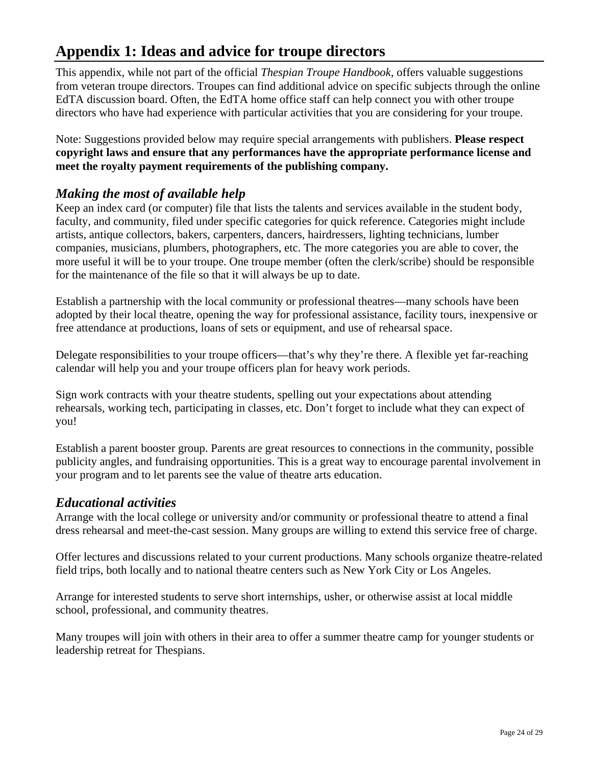# Appendix 1: Ideas and advice for troupe directors

This appendix, while not part of the official *Thespian Troupe Handbook*, offers valuable suggestions from veteran troupe directors. Troupes can find additional advice on specific subjects through the online EdTA discussion board. Often, the EdTA home office staff can help connect you with other troupe directors who have had experience with particular activities that you are considering for your troupe.

Note: Suggestions provided below may require special arrangements with publishers. **Please respect copyright laws and ensure that any performances have the appropriate performance license and meet the royalty payment requirements of the publishing company.**

## *Making the most of available help*

Keep an index card (or computer) file that lists the talents and services available in the student body, faculty, and community, filed under specific categories for quick reference. Categories might include artists, antique collectors, bakers, carpenters, dancers, hairdressers, lighting technicians, lumber companies, musicians, plumbers, photographers, etc. The more categories you are able to cover, the more useful it will be to your troupe. One troupe member (often the clerk/scribe) should be responsible for the maintenance of the file so that it will always be up to date.

Establish a partnership with the local community or professional theatres—many schools have been adopted by their local theatre, opening the way for professional assistance, facility tours, inexpensive or free attendance at productions, loans of sets or equipment, and use of rehearsal space.

Delegate responsibilities to your troupe officers—that's why they're there. A flexible yet far-reaching calendar will help you and your troupe officers plan for heavy work periods.

Sign work contracts with your theatre students, spelling out your expectations about attending rehearsals, working tech, participating in classes, etc. Don't forget to include what they can expect of you!

Establish a parent booster group. Parents are great resources to connections in the community, possible publicity angles, and fundraising opportunities. This is a great way to encourage parental involvement in your program and to let parents see the value of theatre arts education.

## *Educational activities*

Arrange with the local college or university and/or community or professional theatre to attend a final dress rehearsal and meet-the-cast session. Many groups are willing to extend this service free of charge.

Offer lectures and discussions related to your current productions. Many schools organize theatre-related field trips, both locally and to national theatre centers such as New York City or Los Angeles.

Arrange for interested students to serve short internships, usher, or otherwise assist at local middle school, professional, and community theatres.

Many troupes will join with others in their area to offer a summer theatre camp for younger students or leadership retreat for Thespians.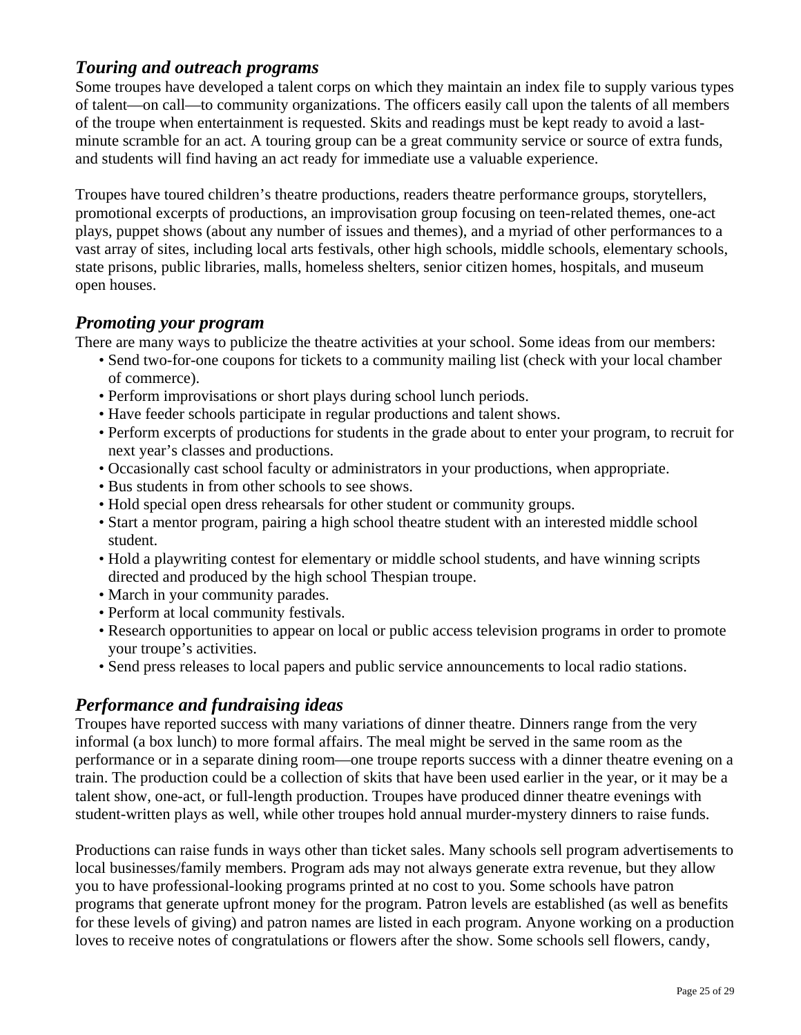### *Touring and outreach programs*

Some troupes have developed a talent corps on which they maintain an index file to supply various types of talent—on call—to community organizations. The officers easily call upon the talents of all members of the troupe when entertainment is requested. Skits and readings must be kept ready to avoid a last-minute scramble for an act. A touring group can be a great community service or source of extra funds, and students will find having an act ready for immediate use a valuable experience.

Troupes have toured children's theatre productions, readers theatre performance groups, storytellers, promotional excerpts of productions, an improvisation group focusing on teen-related themes, one-act plays, puppet shows (about any number of issues and themes), and a myriad of other performances to a vast array of sites, including local arts festivals, other high schools, middle schools, elementary schools, state prisons, public libraries, malls, homeless shelters, senior citizen homes, hospitals, and museum open houses.

### *Promoting your program*

There are many ways to publicize the theatre activities at your school. Some ideas from our members:

- Send two-for-one coupons for tickets to a community mailing list (check with your local chamber of commerce).
- Perform improvisations or short plays during school lunch periods.
- Have feeder schools participate in regular productions and talent shows.
- Perform excerpts of productions for students in the grade about to enter your program, to recruit for next year's classes and productions.
- Occasionally cast school faculty or administrators in your productions, when appropriate.
- Bus students in from other schools to see shows.
- Hold special open dress rehearsals for other student or community groups.
- Start a mentor program, pairing a high school theatre student with an interested middle school student.
- Hold a playwriting contest for elementary or middle school students, and have winning scripts directed and produced by the high school Thespian troupe.
- March in your community parades.
- Perform at local community festivals.
- Research opportunities to appear on local or public access television programs in order to promote your troupe's activities.
- Send press releases to local papers and public service announcements to local radio stations.

### *Performance and fundraising ideas*

Troupes have reported success with many variations of dinner theatre. Dinners range from the very informal (a box lunch) to more formal affairs. The meal might be served in the same room as the performance or in a separate dining room—one troupe reports success with a dinner theatre evening on a train. The production could be a collection of skits that have been used earlier in the year, or it may be a talent show, one-act, or full-length production. Troupes have produced dinner theatre evenings with student-written plays as well, while other troupes hold annual murder-mystery dinners to raise funds.

Productions can raise funds in ways other than ticket sales. Many schools sell program advertisements to local businesses/family members. Program ads may not always generate extra revenue, but they allow you to have professional-looking programs printed at no cost to you. Some schools have patron programs that generate upfront money for the program. Patron levels are established (as well as benefits for these levels of giving) and patron names are listed in each program. Anyone working on a production loves to receive notes of congratulations or flowers after the show. Some schools sell flowers, candy,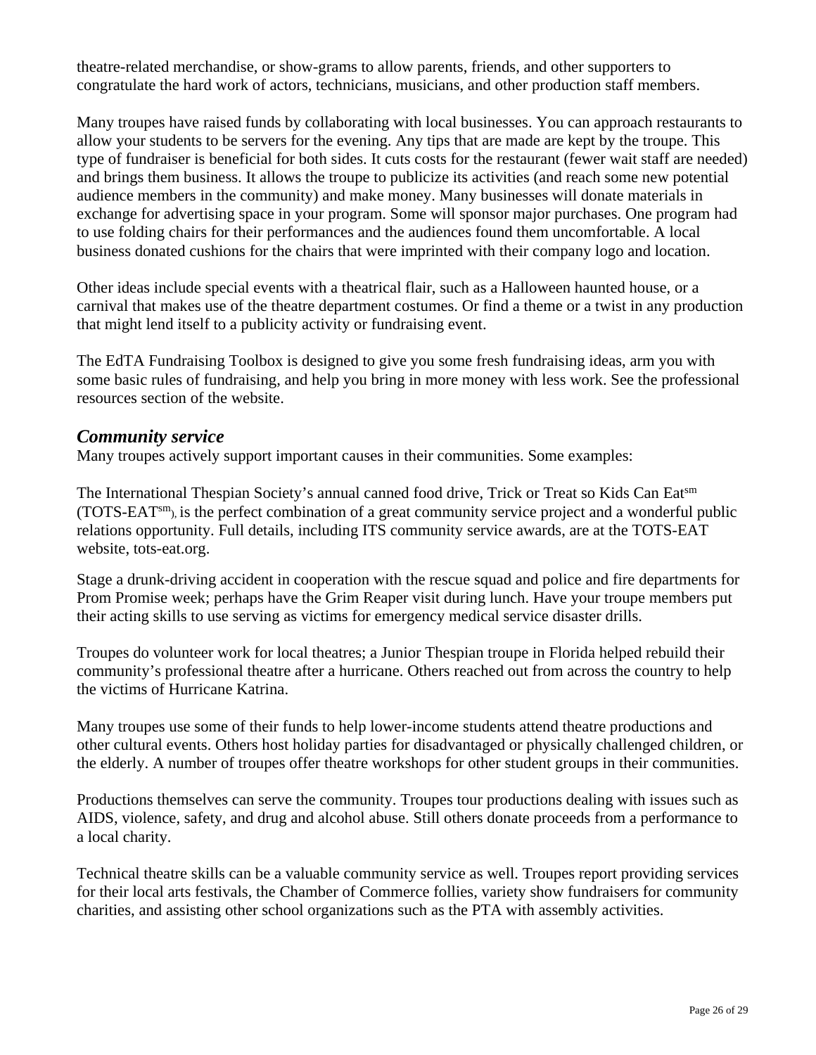theatre-related merchandise, or show-grams to allow parents, friends, and other supporters to congratulate the hard work of actors, technicians, musicians, and other production staff members.

Many troupes have raised funds by collaborating with local businesses. You can approach restaurants to allow your students to be servers for the evening. Any tips that are made are kept by the troupe. This type of fundraiser is beneficial for both sides. It cuts costs for the restaurant (fewer wait staff are needed) and brings them business. It allows the troupe to publicize its activities (and reach some new potential audience members in the community) and make money. Many businesses will donate materials in exchange for advertising space in your program. Some will sponsor major purchases. One program had to use folding chairs for their performances and the audiences found them uncomfortable. A local business donated cushions for the chairs that were imprinted with their company logo and location.

Other ideas include special events with a theatrical flair, such as a Halloween haunted house, or a carnival that makes use of the theatre department costumes. Or find a theme or a twist in any production that might lend itself to a publicity activity or fundraising event.

The EdTA Fundraising Toolbox is designed to give you some fresh fundraising ideas, arm you with some basic rules of fundraising, and help you bring in more money with less work. See the professional resources section of the website.

### *Community service*

Many troupes actively support important causes in their communities. Some examples:

The International Thespian Society's annual canned food drive, Trick or Treat so Kids Can Eat[sm] (TOTS-EAT[sm]), is the perfect combination of a great community service project and a wonderful public relations opportunity. Full details, including ITS community service awards, are at the TOTS-EAT website, tots-eat.org.

Stage a drunk-driving accident in cooperation with the rescue squad and police and fire departments for Prom Promise week; perhaps have the Grim Reaper visit during lunch. Have your troupe members put their acting skills to use serving as victims for emergency medical service disaster drills.

Troupes do volunteer work for local theatres; a Junior Thespian troupe in Florida helped rebuild their community's professional theatre after a hurricane. Others reached out from across the country to help the victims of Hurricane Katrina.

Many troupes use some of their funds to help lower-income students attend theatre productions and other cultural events. Others host holiday parties for disadvantaged or physically challenged children, or the elderly. A number of troupes offer theatre workshops for other student groups in their communities.

Productions themselves can serve the community. Troupes tour productions dealing with issues such as AIDS, violence, safety, and drug and alcohol abuse. Still others donate proceeds from a performance to a local charity.

Technical theatre skills can be a valuable community service as well. Troupes report providing services for their local arts festivals, the Chamber of Commerce follies, variety show fundraisers for community charities, and assisting other school organizations such as the PTA with assembly activities.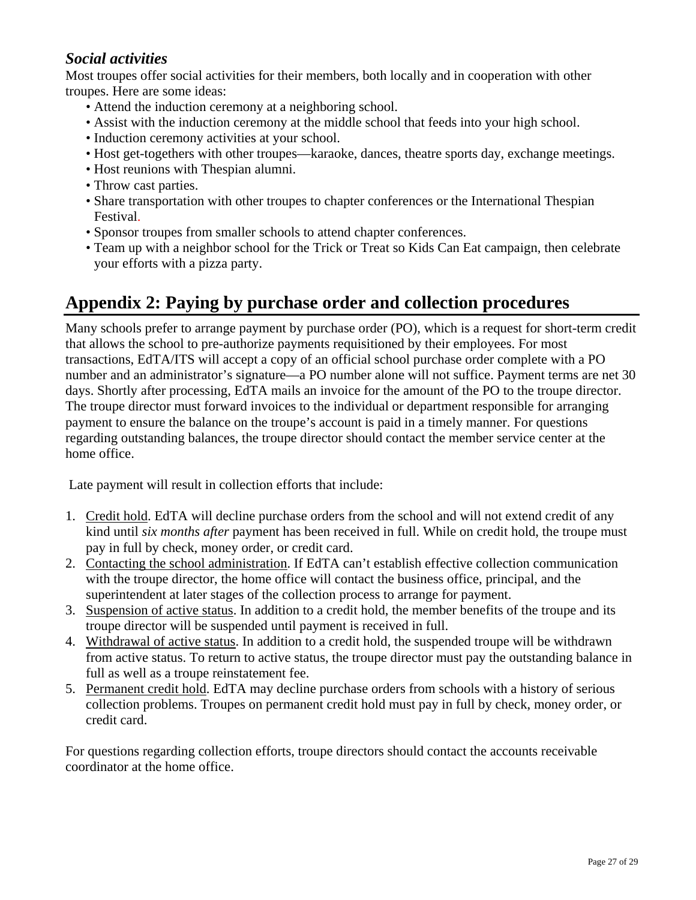### *Social activities*

Most troupes offer social activities for their members, both locally and in cooperation with other troupes. Here are some ideas:

- Attend the induction ceremony at a neighboring school.
- Assist with the induction ceremony at the middle school that feeds into your high school.
- Induction ceremony activities at your school.
- Host get-togethers with other troupes—karaoke, dances, theatre sports day, exchange meetings.
- Host reunions with Thespian alumni.
- Throw cast parties.
- Share transportation with other troupes to chapter conferences or the International Thespian Festival.
- Sponsor troupes from smaller schools to attend chapter conferences.
- Team up with a neighbor school for the Trick or Treat so Kids Can Eat campaign, then celebrate your efforts with a pizza party.

## Appendix 2: Paying by purchase order and collection procedures

Many schools prefer to arrange payment by purchase order (PO), which is a request for short-term credit that allows the school to pre-authorize payments requisitioned by their employees. For most transactions, EdTA/ITS will accept a copy of an official school purchase order complete with a PO number and an administrator's signature—a PO number alone will not suffice. Payment terms are net 30 days. Shortly after processing, EdTA mails an invoice for the amount of the PO to the troupe director. The troupe director must forward invoices to the individual or department responsible for arranging payment to ensure the balance on the troupe's account is paid in a timely manner. For questions regarding outstanding balances, the troupe director should contact the member service center at the home office.

Late payment will result in collection efforts that include:

1. Credit hold. EdTA will decline purchase orders from the school and will not extend credit of any kind until *six months after* payment has been received in full. While on credit hold, the troupe must pay in full by check, money order, or credit card.
2. Contacting the school administration. If EdTA can't establish effective collection communication with the troupe director, the home office will contact the business office, principal, and the superintendent at later stages of the collection process to arrange for payment.
3. Suspension of active status. In addition to a credit hold, the member benefits of the troupe and its troupe director will be suspended until payment is received in full.
4. Withdrawal of active status. In addition to a credit hold, the suspended troupe will be withdrawn from active status. To return to active status, the troupe director must pay the outstanding balance in full as well as a troupe reinstatement fee.
5. Permanent credit hold. EdTA may decline purchase orders from schools with a history of serious collection problems. Troupes on permanent credit hold must pay in full by check, money order, or credit card.

For questions regarding collection efforts, troupe directors should contact the accounts receivable coordinator at the home office.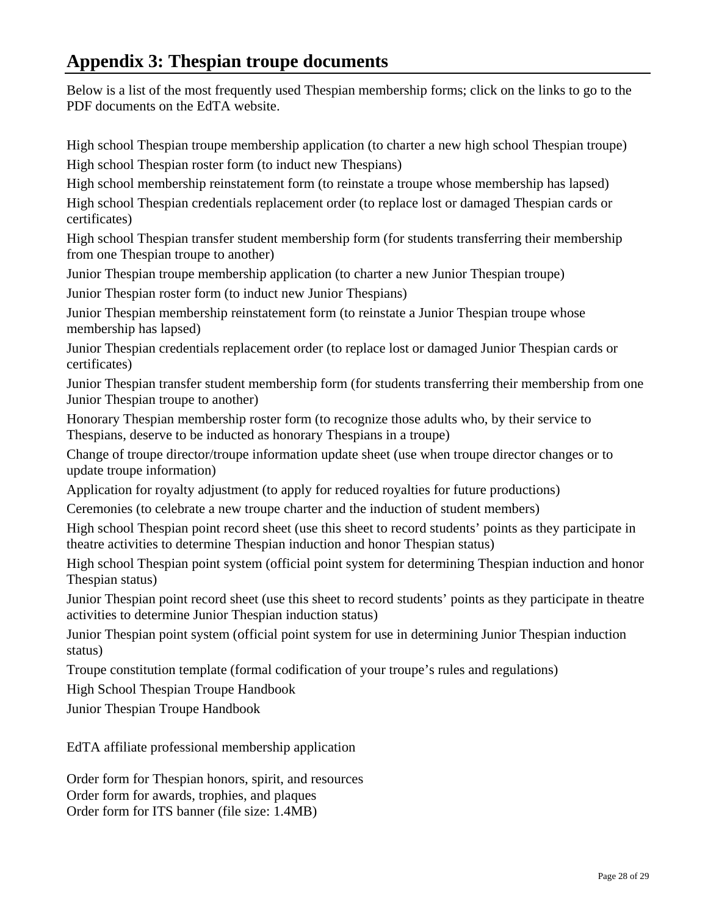## Appendix 3: Thespian troupe documents

Below is a list of the most frequently used Thespian membership forms; click on the links to go to the PDF documents on the EdTA website.

High school Thespian troupe membership application (to charter a new high school Thespian troupe)

High school Thespian roster form (to induct new Thespians)

High school membership reinstatement form (to reinstate a troupe whose membership has lapsed)

High school Thespian credentials replacement order (to replace lost or damaged Thespian cards or certificates)

High school Thespian transfer student membership form (for students transferring their membership from one Thespian troupe to another)

Junior Thespian troupe membership application (to charter a new Junior Thespian troupe)

Junior Thespian roster form (to induct new Junior Thespians)

Junior Thespian membership reinstatement form (to reinstate a Junior Thespian troupe whose membership has lapsed)

Junior Thespian credentials replacement order (to replace lost or damaged Junior Thespian cards or certificates)

Junior Thespian transfer student membership form (for students transferring their membership from one Junior Thespian troupe to another)

Honorary Thespian membership roster form (to recognize those adults who, by their service to Thespians, deserve to be inducted as honorary Thespians in a troupe)

Change of troupe director/troupe information update sheet (use when troupe director changes or to update troupe information)

Application for royalty adjustment (to apply for reduced royalties for future productions)

Ceremonies (to celebrate a new troupe charter and the induction of student members)

High school Thespian point record sheet (use this sheet to record students' points as they participate in theatre activities to determine Thespian induction and honor Thespian status)

High school Thespian point system (official point system for determining Thespian induction and honor Thespian status)

Junior Thespian point record sheet (use this sheet to record students' points as they participate in theatre activities to determine Junior Thespian induction status)

Junior Thespian point system (official point system for use in determining Junior Thespian induction status)

Troupe constitution template (formal codification of your troupe's rules and regulations)

High School Thespian Troupe Handbook

Junior Thespian Troupe Handbook

EdTA affiliate professional membership application

Order form for Thespian honors, spirit, and resources
Order form for awards, trophies, and plaques
Order form for ITS banner (file size: 1.4MB)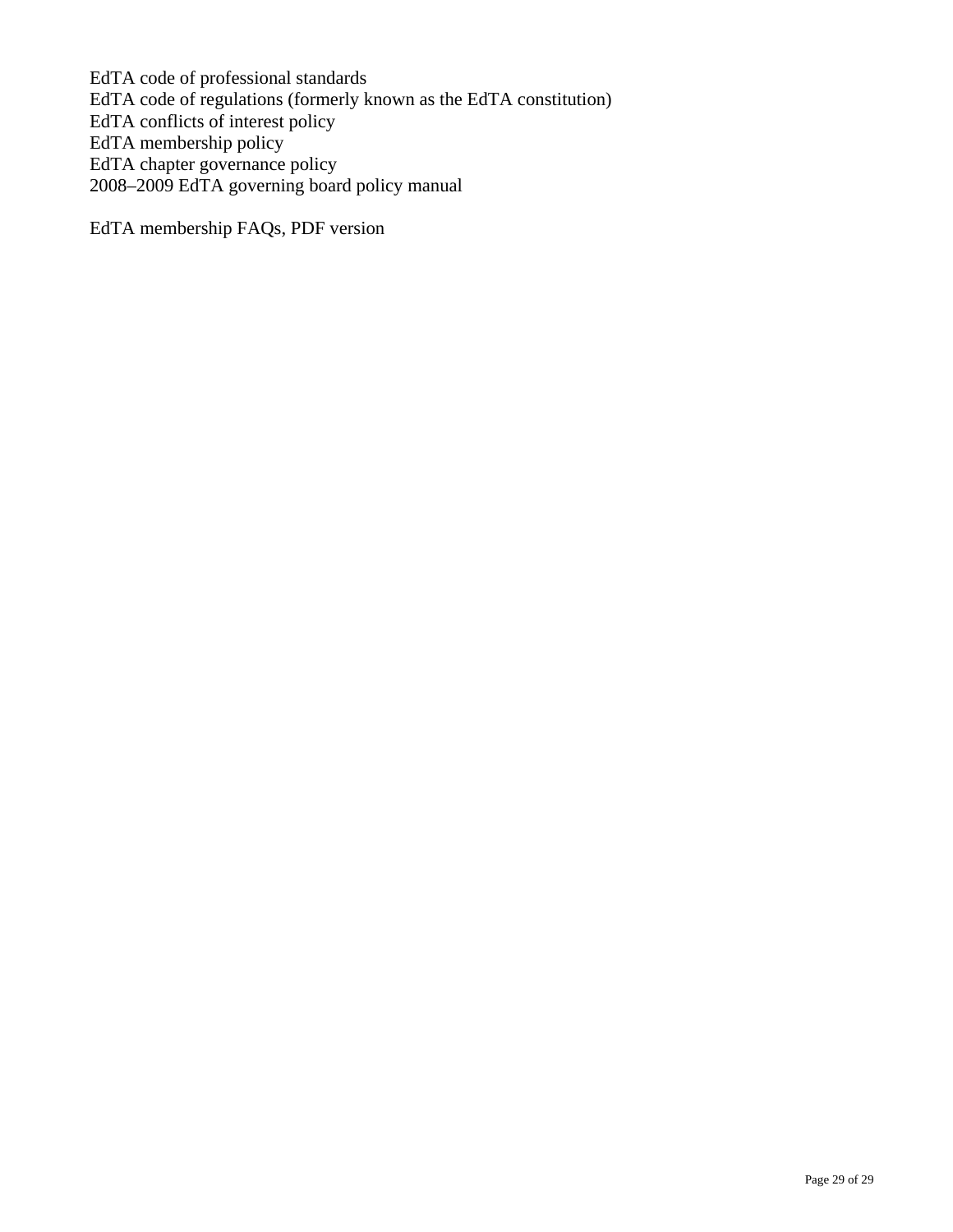EdTA code of professional standards
EdTA code of regulations (formerly known as the EdTA constitution)
EdTA conflicts of interest policy
EdTA membership policy
EdTA chapter governance policy
2008–2009 EdTA governing board policy manual

EdTA membership FAQs, PDF version